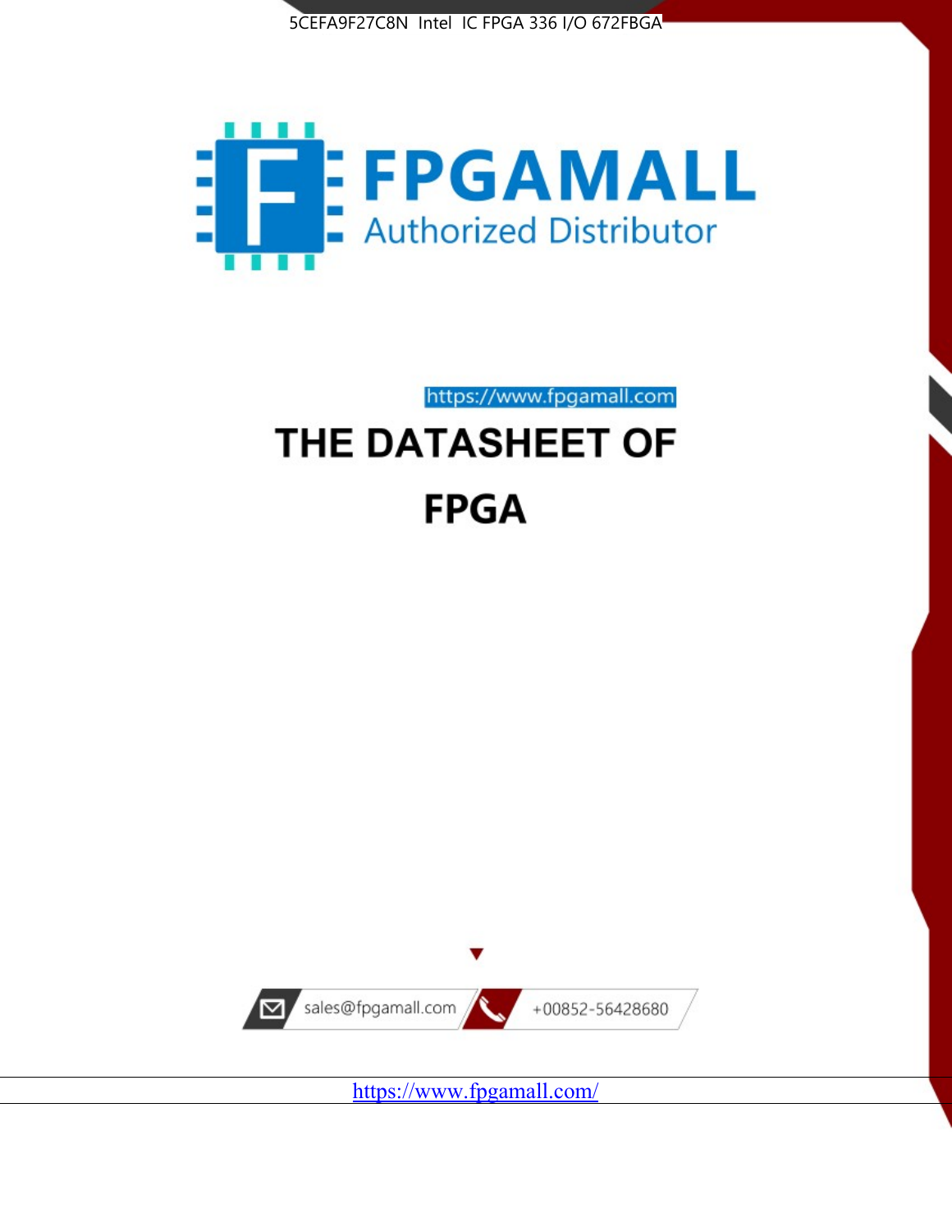5CEFA9F27C8N Intel IC FPGA 336 I/O 672FBGA

FPGAMALL

Authorized Distributor

https://www.fpgamall.com

# THE DATASHEET OF

# FPGA

sales@fpgamall.com

+00852-56428680

https://www.fpgamall.com/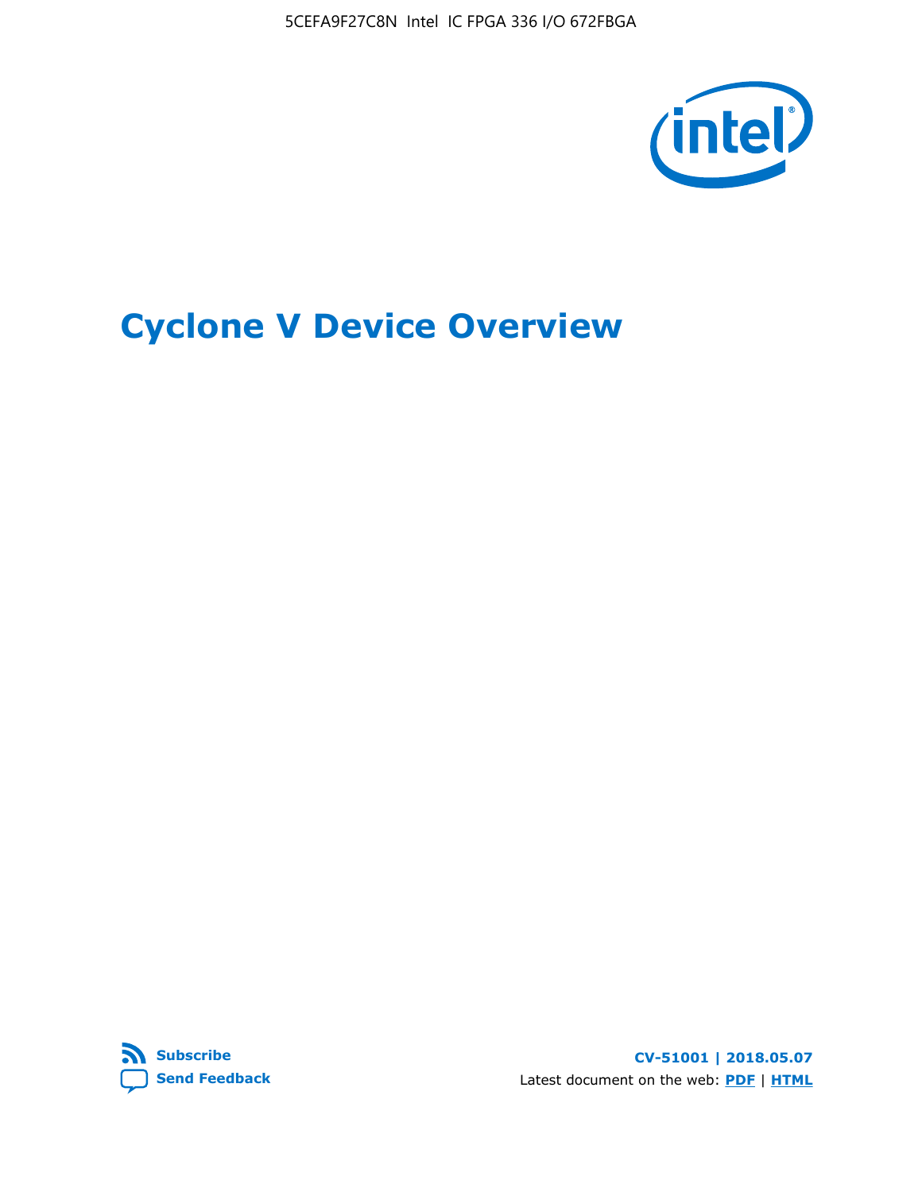5CEFA9F27C8N Intel IC FPGA 336 I/O 672FBGA

# Cyclone V Device Overview

**Subscribe**
**Send Feedback**

**CV-51001 | 2018.05.07**
Latest document on the web: **PDF** | **HTML**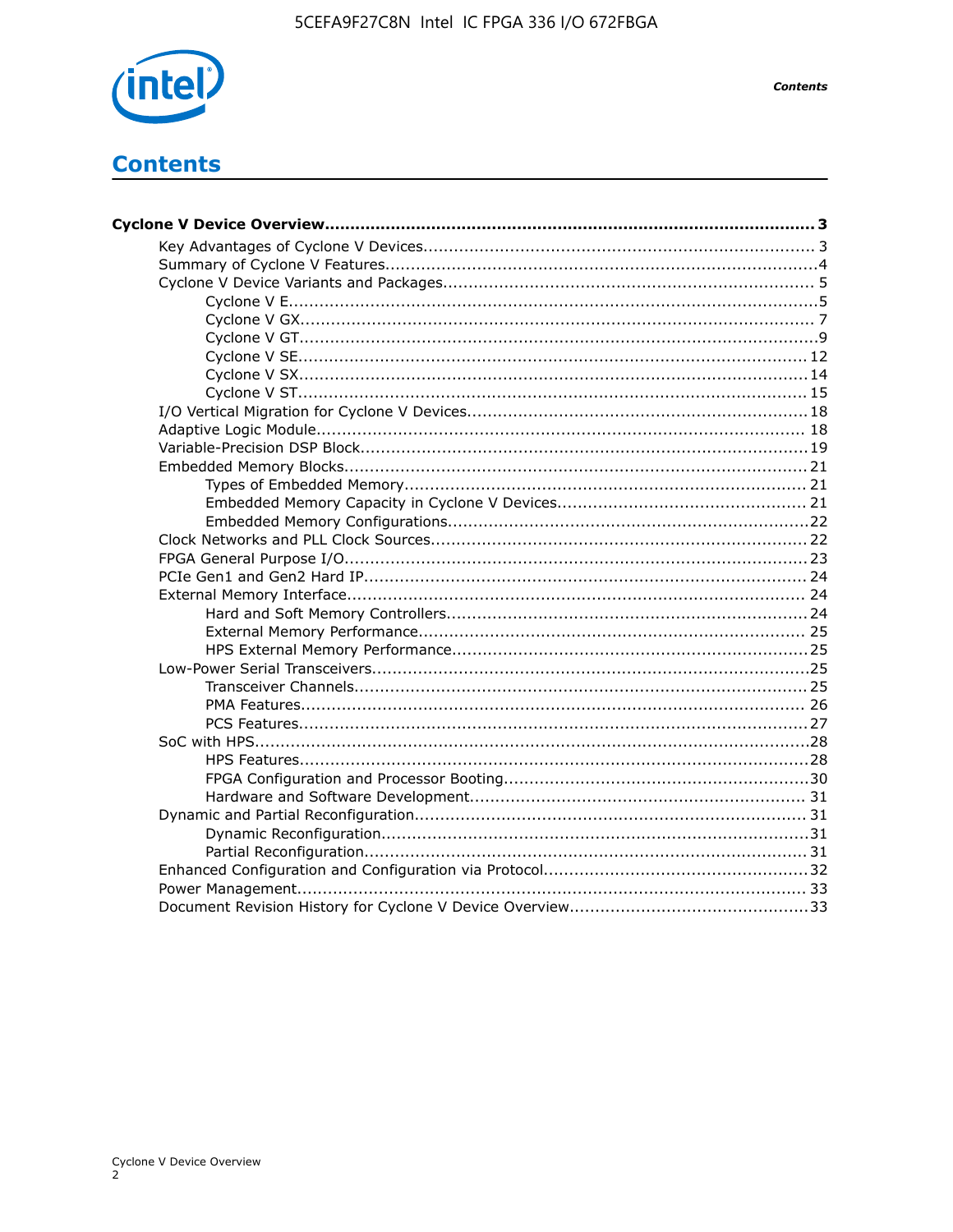# Contents

**Cyclone V Device Overview...................................................................................... 3**

- Key Advantages of Cyclone V Devices.......................................................................... 3
- Summary of Cyclone V Features.................................................................................4
- Cyclone V Device Variants and Packages...................................................................... 5
  - Cyclone V E.................................................................................................... 5
  - Cyclone V GX.................................................................................................. 7
  - Cyclone V GT....................................................................................................9
  - Cyclone V SE.................................................................................................. 12
  - Cyclone V SX.................................................................................................. 14
  - Cyclone V ST.................................................................................................. 15
- I/O Vertical Migration for Cyclone V Devices................................................................. 18
- Adaptive Logic Module.............................................................................................. 18
- Variable-Precision DSP Block...................................................................................... 19
- Embedded Memory Blocks......................................................................................... 21
  - Types of Embedded Memory............................................................................. 21
  - Embedded Memory Capacity in Cyclone V Devices................................................ 21
  - Embedded Memory Configurations.....................................................................22
- Clock Networks and PLL Clock Sources........................................................................ 22
- FPGA General Purpose I/O......................................................................................... 23
- PCIe Gen1 and Gen2 Hard IP..................................................................................... 24
- External Memory Interface........................................................................................ 24
  - Hard and Soft Memory Controllers..................................................................... 24
  - External Memory Performance........................................................................... 25
  - HPS External Memory Performance.................................................................... 25
- Low-Power Serial Transceivers....................................................................................25
  - Transceiver Channels....................................................................................... 25
  - PMA Features.................................................................................................. 26
  - PCS Features.................................................................................................. 27
- SoC with HPS...........................................................................................................28
  - HPS Features..................................................................................................28
  - FPGA Configuration and Processor Booting...........................................................30
  - Hardware and Software Development................................................................ 31
- Dynamic and Partial Reconfiguration........................................................................... 31
  - Dynamic Reconfiguration...................................................................................31
  - Partial Reconfiguration..................................................................................... 31
- Enhanced Configuration and Configuration via Protocol..................................................32
- Power Management.................................................................................................. 33
- Document Revision History for Cyclone V Device Overview..............................................33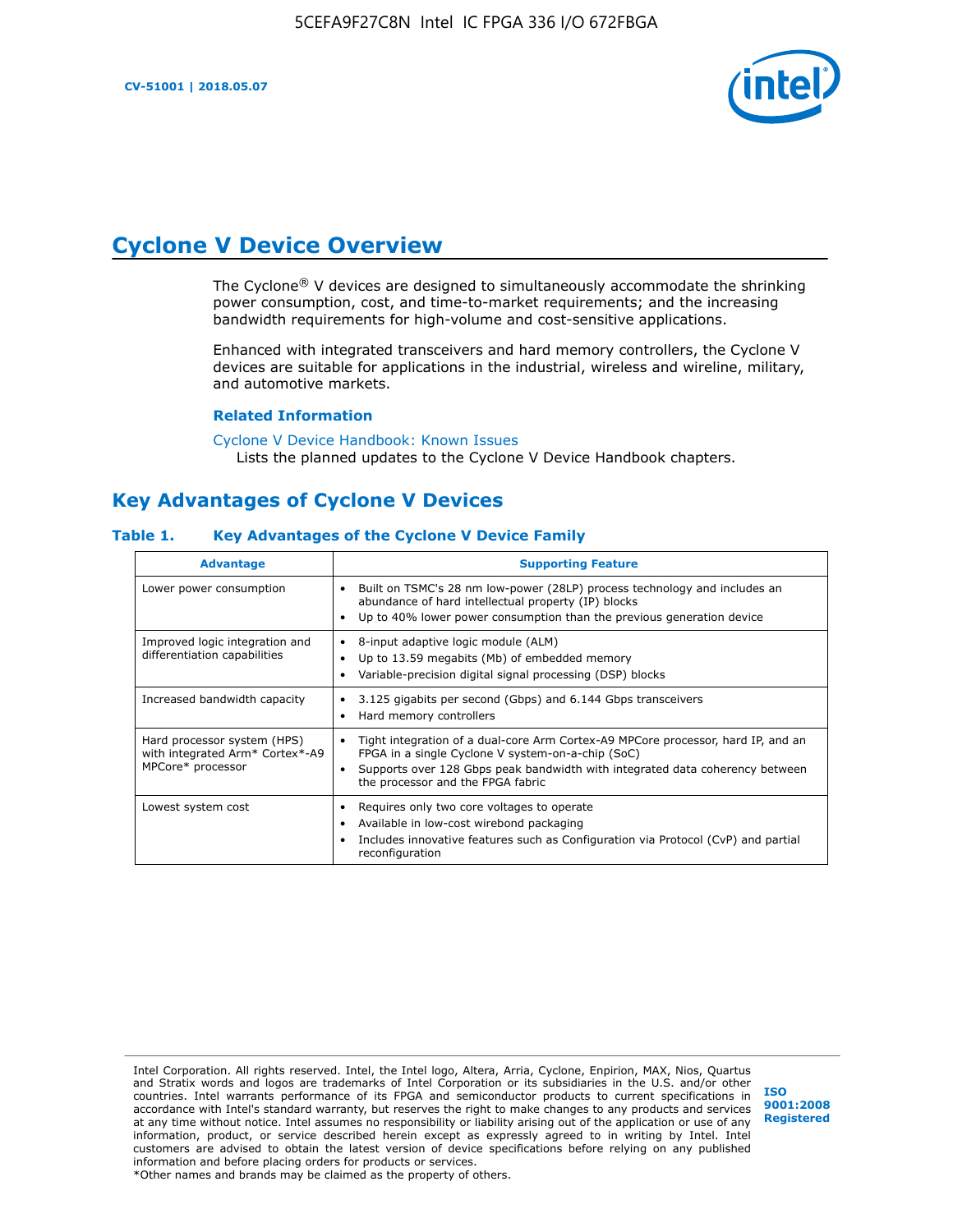# Cyclone V Device Overview

The Cyclone® V devices are designed to simultaneously accommodate the shrinking power consumption, cost, and time-to-market requirements; and the increasing bandwidth requirements for high-volume and cost-sensitive applications.

Enhanced with integrated transceivers and hard memory controllers, the Cyclone V devices are suitable for applications in the industrial, wireless and wireline, military, and automotive markets.

**Related Information**

Cyclone V Device Handbook: Known Issues
Lists the planned updates to the Cyclone V Device Handbook chapters.

## Key Advantages of Cyclone V Devices

**Table 1. Key Advantages of the Cyclone V Device Family**

| Advantage | Supporting Feature |
| --- | --- |
| Lower power consumption | • Built on TSMC's 28 nm low-power (28LP) process technology and includes an abundance of hard intellectual property (IP) blocks<br>• Up to 40% lower power consumption than the previous generation device |
| Improved logic integration and differentiation capabilities | • 8-input adaptive logic module (ALM)<br>• Up to 13.59 megabits (Mb) of embedded memory<br>• Variable-precision digital signal processing (DSP) blocks |
| Increased bandwidth capacity | • 3.125 gigabits per second (Gbps) and 6.144 Gbps transceivers<br>• Hard memory controllers |
| Hard processor system (HPS) with integrated Arm* Cortex*-A9 MPCore* processor | • Tight integration of a dual-core Arm Cortex-A9 MPCore processor, hard IP, and an FPGA in a single Cyclone V system-on-a-chip (SoC)<br>• Supports over 128 Gbps peak bandwidth with integrated data coherency between the processor and the FPGA fabric |
| Lowest system cost | • Requires only two core voltages to operate<br>• Available in low-cost wirebond packaging<br>• Includes innovative features such as Configuration via Protocol (CvP) and partial reconfiguration |

Intel Corporation. All rights reserved. Intel, the Intel logo, Altera, Arria, Cyclone, Enpirion, MAX, Nios, Quartus and Stratix words and logos are trademarks of Intel Corporation or its subsidiaries in the U.S. and/or other countries. Intel warrants performance of its FPGA and semiconductor products to current specifications in accordance with Intel's standard warranty, but reserves the right to make changes to any products and services at any time without notice. Intel assumes no responsibility or liability arising out of the application or use of any information, product, or service described herein except as expressly agreed to in writing by Intel. Intel customers are advised to obtain the latest version of device specifications before relying on any published information and before placing orders for products or services.
*Other names and brands may be claimed as the property of others.

ISO 9001:2008 Registered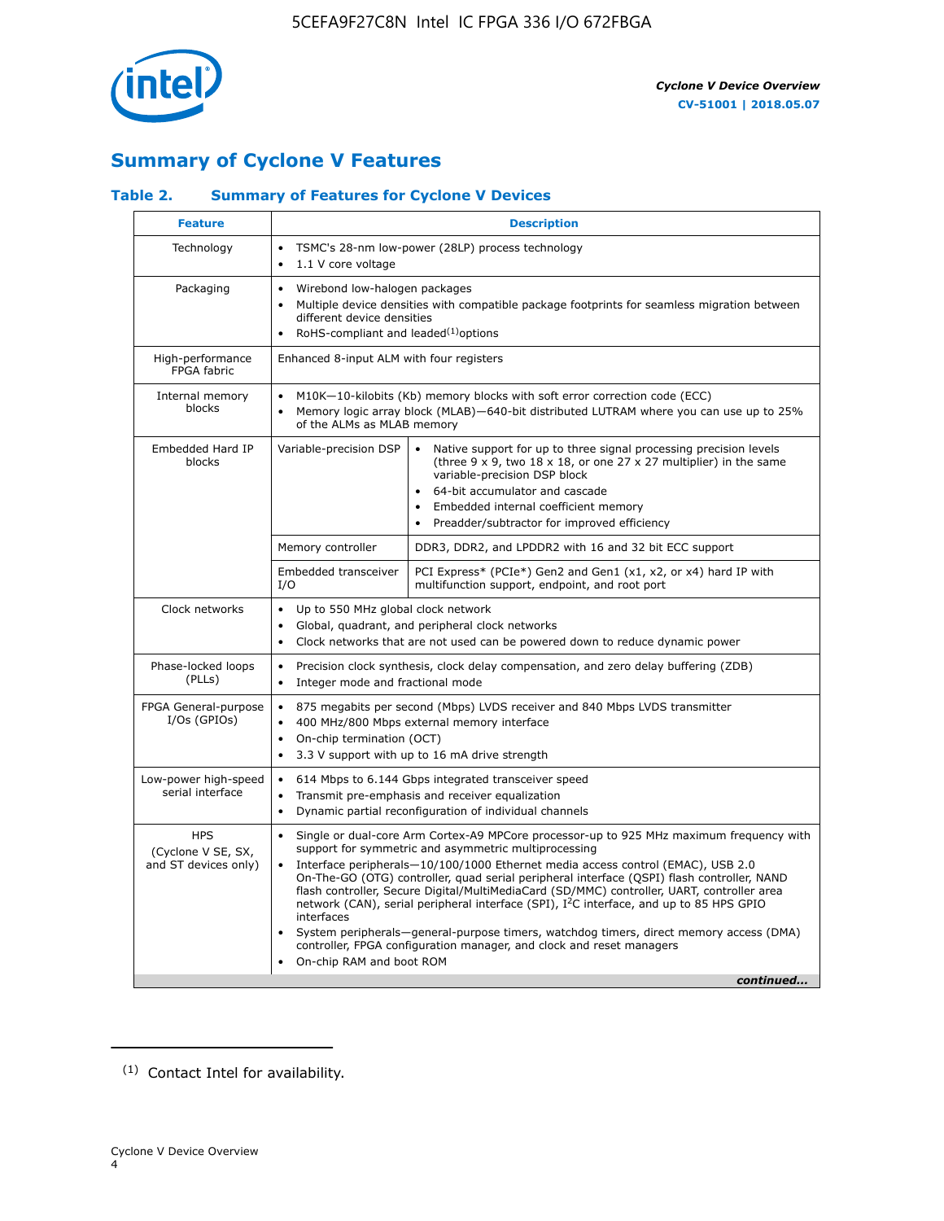## Summary of Cyclone V Features

### Table 2. Summary of Features for Cyclone V Devices

| Feature | Description | |
|---|---|---|
| Technology | • TSMC's 28-nm low-power (28LP) process technology<br>• 1.1 V core voltage | |
| Packaging | • Wirebond low-halogen packages<br>• Multiple device densities with compatible package footprints for seamless migration between different device densities<br>• RoHS-compliant and leaded[(1)] options | |
| High-performance FPGA fabric | Enhanced 8-input ALM with four registers | |
| Internal memory blocks | • M10K—10-kilobits (Kb) memory blocks with soft error correction code (ECC)<br>• Memory logic array block (MLAB)—640-bit distributed LUTRAM where you can use up to 25% of the ALMs as MLAB memory | |
| Embedded Hard IP blocks | Variable-precision DSP | • Native support for up to three signal processing precision levels (three 9 x 9, two 18 x 18, or one 27 x 27 multiplier) in the same variable-precision DSP block<br>• 64-bit accumulator and cascade<br>• Embedded internal coefficient memory<br>• Preadder/subtractor for improved efficiency |
| | Memory controller | DDR3, DDR2, and LPDDR2 with 16 and 32 bit ECC support |
| | Embedded transceiver I/O | PCI Express* (PCIe*) Gen2 and Gen1 (x1, x2, or x4) hard IP with multifunction support, endpoint, and root port |
| Clock networks | • Up to 550 MHz global clock network<br>• Global, quadrant, and peripheral clock networks<br>• Clock networks that are not used can be powered down to reduce dynamic power | |
| Phase-locked loops (PLLs) | • Precision clock synthesis, clock delay compensation, and zero delay buffering (ZDB)<br>• Integer mode and fractional mode | |
| FPGA General-purpose I/Os (GPIOs) | • 875 megabits per second (Mbps) LVDS receiver and 840 Mbps LVDS transmitter<br>• 400 MHz/800 Mbps external memory interface<br>• On-chip termination (OCT)<br>• 3.3 V support with up to 16 mA drive strength | |
| Low-power high-speed serial interface | • 614 Mbps to 6.144 Gbps integrated transceiver speed<br>• Transmit pre-emphasis and receiver equalization<br>• Dynamic partial reconfiguration of individual channels | |
| HPS (Cyclone V SE, SX, and ST devices only) | • Single or dual-core Arm Cortex-A9 MPCore processor-up to 925 MHz maximum frequency with support for symmetric and asymmetric multiprocessing<br>• Interface peripherals—10/100/1000 Ethernet media access control (EMAC), USB 2.0 On-The-GO (OTG) controller, quad serial peripheral interface (QSPI) flash controller, NAND flash controller, Secure Digital/MultiMediaCard (SD/MMC) controller, UART, controller area network (CAN), serial peripheral interface (SPI), I$^2$C interface, and up to 85 HPS GPIO interfaces<br>• System peripherals—general-purpose timers, watchdog timers, direct memory access (DMA) controller, FPGA configuration manager, and clock and reset managers<br>• On-chip RAM and boot ROM | |

*continued...*

(1) Contact Intel for availability.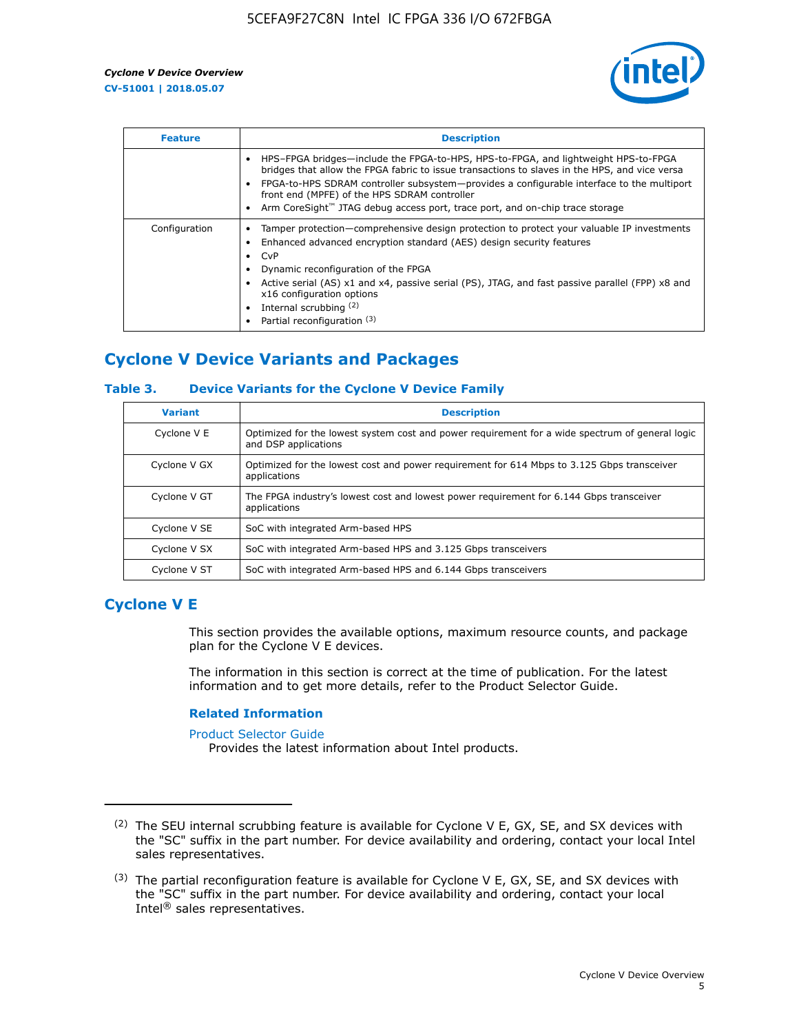| Feature | Description |
| --- | --- |
| | • HPS–FPGA bridges—include the FPGA-to-HPS, HPS-to-FPGA, and lightweight HPS-to-FPGA bridges that allow the FPGA fabric to issue transactions to slaves in the HPS, and vice versa<br>• FPGA-to-HPS SDRAM controller subsystem—provides a configurable interface to the multiport front end (MPFE) of the HPS SDRAM controller<br>• Arm CoreSight™ JTAG debug access port, trace port, and on-chip trace storage |
| Configuration | • Tamper protection—comprehensive design protection to protect your valuable IP investments<br>• Enhanced advanced encryption standard (AES) design security features<br>• CvP<br>• Dynamic reconfiguration of the FPGA<br>• Active serial (AS) x1 and x4, passive serial (PS), JTAG, and fast passive parallel (FPP) x8 and x16 configuration options<br>• Internal scrubbing [(2)]<br>• Partial reconfiguration [(3)] |

## Cyclone V Device Variants and Packages

### Table 3. Device Variants for the Cyclone V Device Family

| Variant | Description |
| --- | --- |
| Cyclone V E | Optimized for the lowest system cost and power requirement for a wide spectrum of general logic and DSP applications |
| Cyclone V GX | Optimized for the lowest cost and power requirement for 614 Mbps to 3.125 Gbps transceiver applications |
| Cyclone V GT | The FPGA industry's lowest cost and lowest power requirement for 6.144 Gbps transceiver applications |
| Cyclone V SE | SoC with integrated Arm-based HPS |
| Cyclone V SX | SoC with integrated Arm-based HPS and 3.125 Gbps transceivers |
| Cyclone V ST | SoC with integrated Arm-based HPS and 6.144 Gbps transceivers |

## Cyclone V E

This section provides the available options, maximum resource counts, and package plan for the Cyclone V E devices.

The information in this section is correct at the time of publication. For the latest information and to get more details, refer to the Product Selector Guide.

### Related Information

Product Selector Guide
Provides the latest information about Intel products.

---

(2) The SEU internal scrubbing feature is available for Cyclone V E, GX, SE, and SX devices with the "SC" suffix in the part number. For device availability and ordering, contact your local Intel sales representatives.

(3) The partial reconfiguration feature is available for Cyclone V E, GX, SE, and SX devices with the "SC" suffix in the part number. For device availability and ordering, contact your local Intel® sales representatives.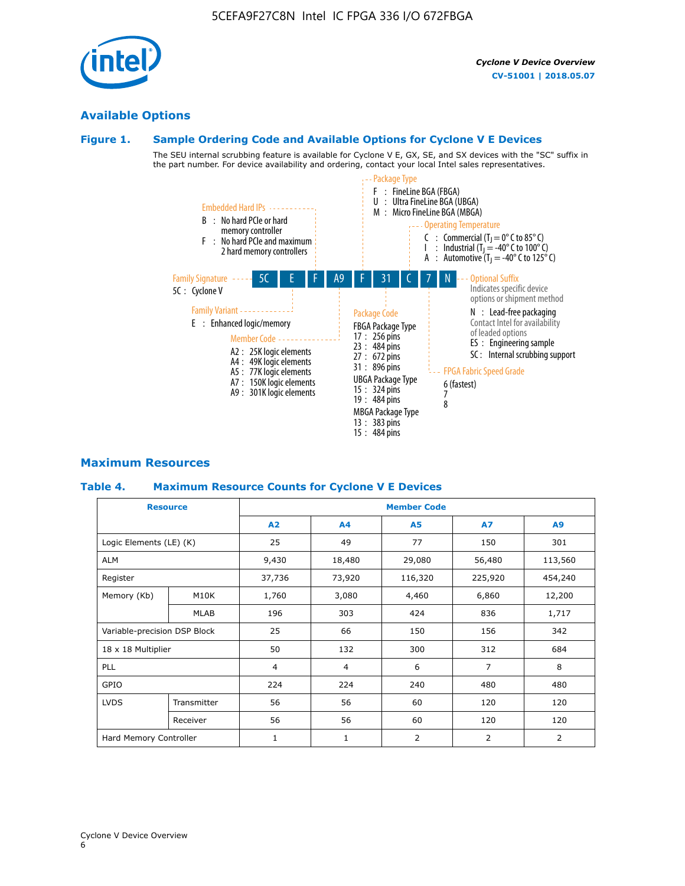## Available Options

### Figure 1. Sample Ordering Code and Available Options for Cyclone V E Devices

The SEU internal scrubbing feature is available for Cyclone V E, GX, SE, and SX devices with the "SC" suffix in the part number. For device availability and ordering, contact your local Intel sales representatives.

**Sample ordering code:** 5C E F A9 F 31 C 7 N

- **Family Signature**
  - 5C : Cyclone V
- **Family Variant**
  - E : Enhanced logic/memory
- **Embedded Hard IPs**
  - B : No hard PCIe or hard memory controller
  - F : No hard PCIe and maximum 2 hard memory controllers
- **Member Code**
  - A2 : 25K logic elements
  - A4 : 49K logic elements
  - A5 : 77K logic elements
  - A7 : 150K logic elements
  - A9 : 301K logic elements
- **Package Type**
  - F : FineLine BGA (FBGA)
  - U : Ultra FineLine BGA (UBGA)
  - M : Micro FineLine BGA (MBGA)
- **Package Code**
  - FBGA Package Type
    - 17 : 256 pins
    - 23 : 484 pins
    - 27 : 672 pins
    - 31 : 896 pins
  - UBGA Package Type
    - 15 : 324 pins
    - 19 : 484 pins
  - MBGA Package Type
    - 13 : 383 pins
    - 15 : 484 pins
- **Operating Temperature**
  - C : Commercial ($T_J$ = 0° C to 85° C)
  - I : Industrial ($T_J$ = -40° C to 100° C)
  - A : Automotive ($T_J$ = -40° C to 125° C)
- **FPGA Fabric Speed Grade**
  - 6 (fastest)
  - 7
  - 8
- **Optional Suffix**
  - Indicates specific device options or shipment method
  - N : Lead-free packaging. Contact Intel for availability of leaded options
  - ES : Engineering sample
  - SC : Internal scrubbing support

## Maximum Resources

### Table 4. Maximum Resource Counts for Cyclone V E Devices

| Resource | | Member Code | | | | |
|---|---|---|---|---|---|---|
| | | A2 | A4 | A5 | A7 | A9 |
| Logic Elements (LE) (K) | | 25 | 49 | 77 | 150 | 301 |
| ALM | | 9,430 | 18,480 | 29,080 | 56,480 | 113,560 |
| Register | | 37,736 | 73,920 | 116,320 | 225,920 | 454,240 |
| Memory (Kb) | M10K | 1,760 | 3,080 | 4,460 | 6,860 | 12,200 |
| | MLAB | 196 | 303 | 424 | 836 | 1,717 |
| Variable-precision DSP Block | | 25 | 66 | 150 | 156 | 342 |
| 18 x 18 Multiplier | | 50 | 132 | 300 | 312 | 684 |
| PLL | | 4 | 4 | 6 | 7 | 8 |
| GPIO | | 224 | 224 | 240 | 480 | 480 |
| LVDS | Transmitter | 56 | 56 | 60 | 120 | 120 |
| | Receiver | 56 | 56 | 60 | 120 | 120 |
| Hard Memory Controller | | 1 | 1 | 2 | 2 | 2 |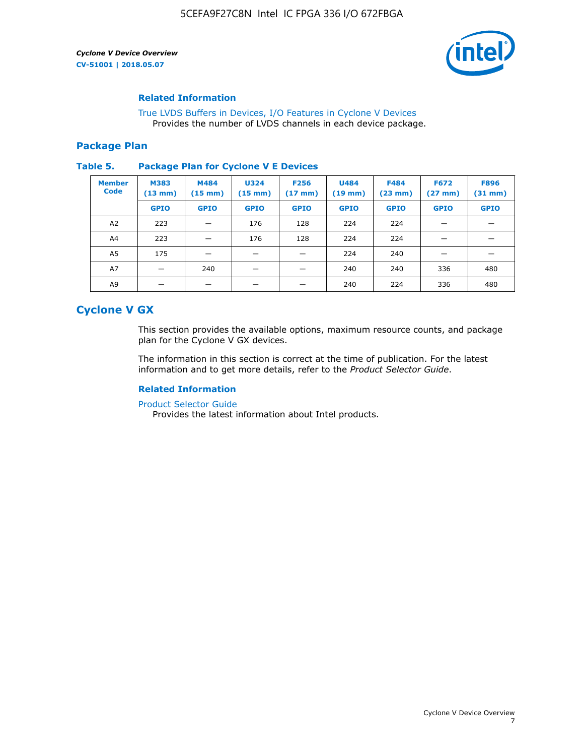### Related Information

True LVDS Buffers in Devices, I/O Features in Cyclone V Devices
Provides the number of LVDS channels in each device package.

## Package Plan

**Table 5. Package Plan for Cyclone V E Devices**

| Member Code | M383 (13 mm) | M484 (15 mm) | U324 (15 mm) | F256 (17 mm) | U484 (19 mm) | F484 (23 mm) | F672 (27 mm) | F896 (31 mm) |
|---|---|---|---|---|---|---|---|---|
| | GPIO | GPIO | GPIO | GPIO | GPIO | GPIO | GPIO | GPIO |
| A2 | 223 | — | 176 | 128 | 224 | 224 | — | — |
| A4 | 223 | — | 176 | 128 | 224 | 224 | — | — |
| A5 | 175 | — | — | — | 224 | 240 | — | — |
| A7 | — | 240 | — | — | 240 | 240 | 336 | 480 |
| A9 | — | — | — | — | 240 | 224 | 336 | 480 |

# Cyclone V GX

This section provides the available options, maximum resource counts, and package plan for the Cyclone V GX devices.

The information in this section is correct at the time of publication. For the latest information and to get more details, refer to the *Product Selector Guide*.

### Related Information

Product Selector Guide
Provides the latest information about Intel products.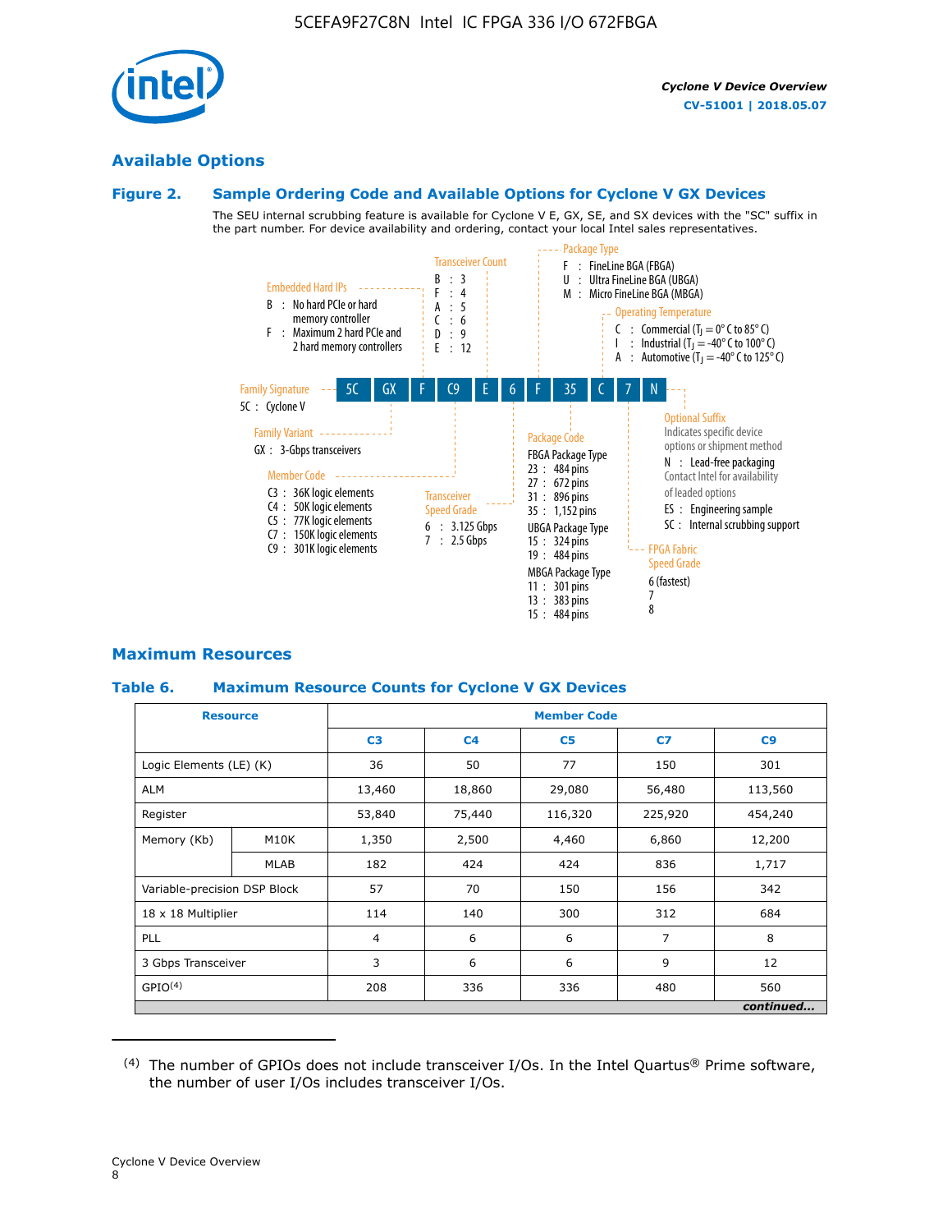## Available Options

### Figure 2. Sample Ordering Code and Available Options for Cyclone V GX Devices

The SEU internal scrubbing feature is available for Cyclone V E, GX, SE, and SX devices with the "SC" suffix in the part number. For device availability and ordering, contact your local Intel sales representatives.

Sample ordering code: **5C GX F C9 E 6 F 35 C 7 N**

- **Family Signature**
  - 5C : Cyclone V
- **Family Variant**
  - GX : 3-Gbps transceivers
- **Embedded Hard IPs**
  - B : No hard PCIe or hard memory controller
  - F : Maximum 2 hard PCIe and 2 hard memory controllers
- **Member Code**
  - C3 : 36K logic elements
  - C4 : 50K logic elements
  - C5 : 77K logic elements
  - C7 : 150K logic elements
  - C9 : 301K logic elements
- **Transceiver Count**
  - B : 3
  - F : 4
  - A : 5
  - C : 6
  - D : 9
  - E : 12
- **Transceiver Speed Grade**
  - 6 : 3.125 Gbps
  - 7 : 2.5 Gbps
- **Package Type**
  - F : FineLine BGA (FBGA)
  - U : Ultra FineLine BGA (UBGA)
  - M : Micro FineLine BGA (MBGA)
- **Package Code**
  - FBGA Package Type
    - 23 : 484 pins
    - 27 : 672 pins
    - 31 : 896 pins
    - 35 : 1,152 pins
  - UBGA Package Type
    - 15 : 324 pins
    - 19 : 484 pins
  - MBGA Package Type
    - 11 : 301 pins
    - 13 : 383 pins
    - 15 : 484 pins
- **Operating Temperature**
  - C : Commercial ($T_J$ = 0° C to 85° C)
  - I : Industrial ($T_J$ = -40° C to 100° C)
  - A : Automotive ($T_J$ = -40° C to 125° C)
- **FPGA Fabric Speed Grade**
  - 6 (fastest)
  - 7
  - 8
- **Optional Suffix**
  - Indicates specific device options or shipment method
  - N : Lead-free packaging. Contact Intel for availability of leaded options
  - ES : Engineering sample
  - SC : Internal scrubbing support

## Maximum Resources

### Table 6. Maximum Resource Counts for Cyclone V GX Devices

| Resource | | Member Code | | | | |
|---|---|---|---|---|---|---|
| | | C3 | C4 | C5 | C7 | C9 |
| Logic Elements (LE) (K) | | 36 | 50 | 77 | 150 | 301 |
| ALM | | 13,460 | 18,860 | 29,080 | 56,480 | 113,560 |
| Register | | 53,840 | 75,440 | 116,320 | 225,920 | 454,240 |
| Memory (Kb) | M10K | 1,350 | 2,500 | 4,460 | 6,860 | 12,200 |
| | MLAB | 182 | 424 | 424 | 836 | 1,717 |
| Variable-precision DSP Block | | 57 | 70 | 150 | 156 | 342 |
| 18 x 18 Multiplier | | 114 | 140 | 300 | 312 | 684 |
| PLL | | 4 | 6 | 6 | 7 | 8 |
| 3 Gbps Transceiver | | 3 | 6 | 6 | 9 | 12 |
| GPIO[4] | | 208 | 336 | 336 | 480 | 560 |

*continued...*

(4) The number of GPIOs does not include transceiver I/Os. In the Intel Quartus® Prime software, the number of user I/Os includes transceiver I/Os.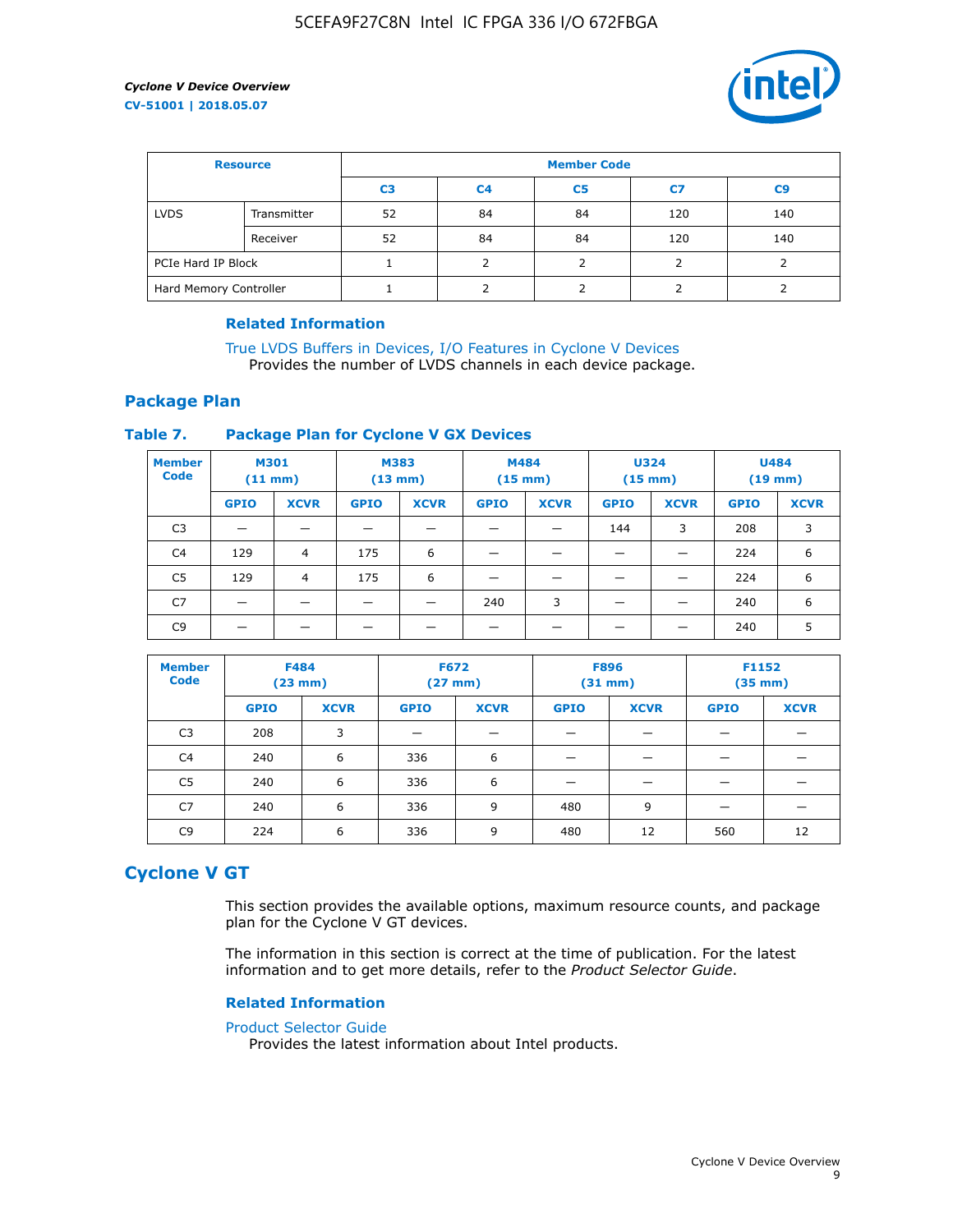| Resource | | Member Code | | | | |
|---|---|---|---|---|---|---|
| | | C3 | C4 | C5 | C7 | C9 |
| LVDS | Transmitter | 52 | 84 | 84 | 120 | 140 |
| | Receiver | 52 | 84 | 84 | 120 | 140 |
| PCIe Hard IP Block | | 1 | 2 | 2 | 2 | 2 |
| Hard Memory Controller | | 1 | 2 | 2 | 2 | 2 |

### Related Information

True LVDS Buffers in Devices, I/O Features in Cyclone V Devices
Provides the number of LVDS channels in each device package.

## Package Plan

### Table 7. Package Plan for Cyclone V GX Devices

| Member Code | M301 (11 mm) | | M383 (13 mm) | | M484 (15 mm) | | U324 (15 mm) | | U484 (19 mm) | |
|---|---|---|---|---|---|---|---|---|---|---|
| | GPIO | XCVR | GPIO | XCVR | GPIO | XCVR | GPIO | XCVR | GPIO | XCVR |
| C3 | — | — | — | — | — | — | 144 | 3 | 208 | 3 |
| C4 | 129 | 4 | 175 | 6 | — | — | — | — | 224 | 6 |
| C5 | 129 | 4 | 175 | 6 | — | — | — | — | 224 | 6 |
| C7 | — | — | — | — | 240 | 3 | — | — | 240 | 6 |
| C9 | — | — | — | — | — | — | — | — | 240 | 5 |

| Member Code | F484 (23 mm) | | F672 (27 mm) | | F896 (31 mm) | | F1152 (35 mm) | |
|---|---|---|---|---|---|---|---|---|
| | GPIO | XCVR | GPIO | XCVR | GPIO | XCVR | GPIO | XCVR |
| C3 | 208 | 3 | — | — | — | — | — | — |
| C4 | 240 | 6 | 336 | 6 | — | — | — | — |
| C5 | 240 | 6 | 336 | 6 | — | — | — | — |
| C7 | 240 | 6 | 336 | 9 | 480 | 9 | — | — |
| C9 | 224 | 6 | 336 | 9 | 480 | 12 | 560 | 12 |

# Cyclone V GT

This section provides the available options, maximum resource counts, and package plan for the Cyclone V GT devices.

The information in this section is correct at the time of publication. For the latest information and to get more details, refer to the *Product Selector Guide*.

### Related Information

Product Selector Guide
Provides the latest information about Intel products.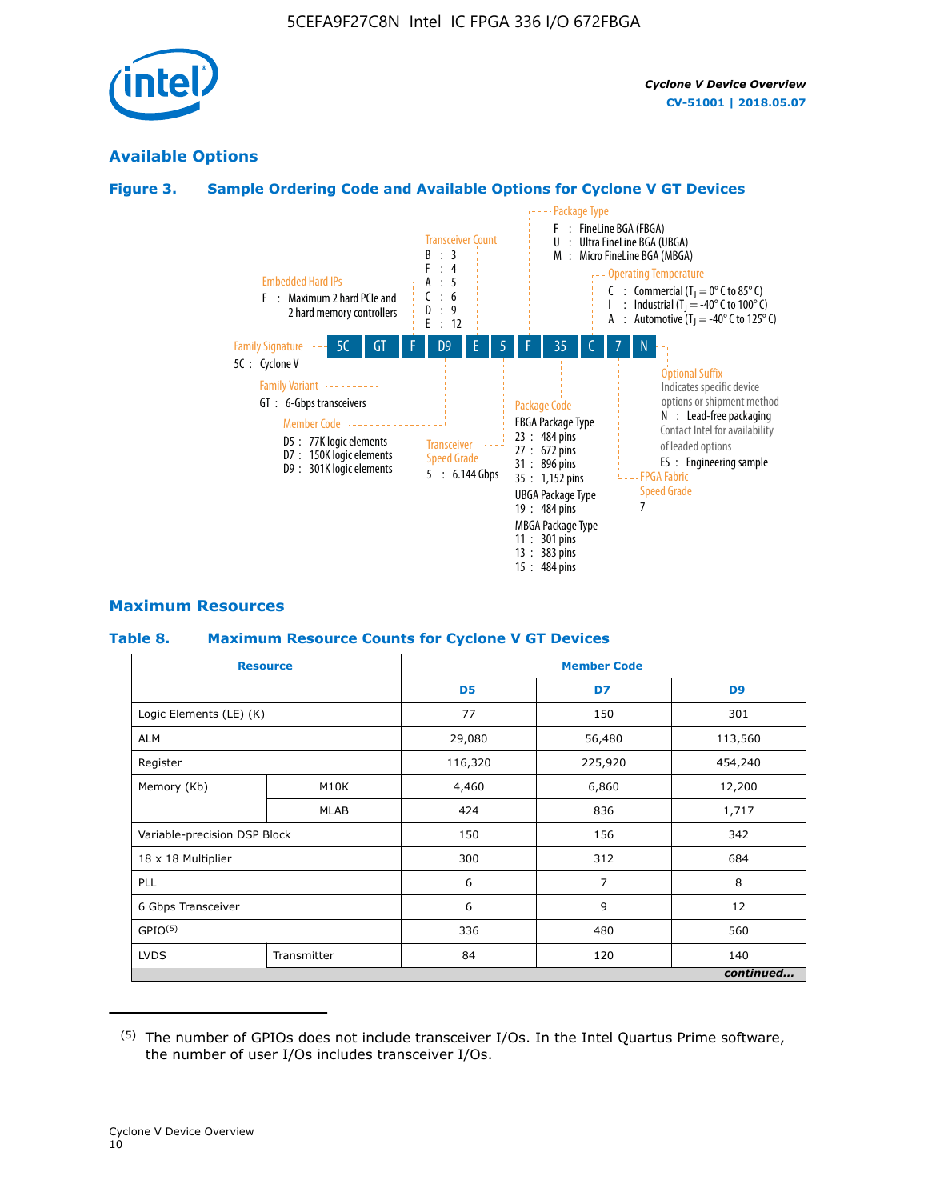## Available Options

**Figure 3. Sample Ordering Code and Available Options for Cyclone V GT Devices**

5C GT F D9 E 5 F 35 C 7 N

- **Family Signature**
  - 5C : Cyclone V
- **Family Variant**
  - GT : 6-Gbps transceivers
- **Embedded Hard IPs**
  - F : Maximum 2 hard PCIe and 2 hard memory controllers
- **Member Code**
  - D5 : 77K logic elements
  - D7 : 150K logic elements
  - D9 : 301K logic elements
- **Transceiver Count**
  - B : 3
  - F : 4
  - A : 5
  - C : 6
  - D : 9
  - E : 12
- **Transceiver Speed Grade**
  - 5 : 6.144 Gbps
- **Package Type**
  - F : FineLine BGA (FBGA)
  - U : Ultra FineLine BGA (UBGA)
  - M : Micro FineLine BGA (MBGA)
- **Package Code**
  - FBGA Package Type
    - 23 : 484 pins
    - 27 : 672 pins
    - 31 : 896 pins
    - 35 : 1,152 pins
  - UBGA Package Type
    - 19 : 484 pins
  - MBGA Package Type
    - 11 : 301 pins
    - 13 : 383 pins
    - 15 : 484 pins
- **Operating Temperature**
  - C : Commercial ($T_J$ = 0° C to 85° C)
  - I : Industrial ($T_J$ = -40° C to 100° C)
  - A : Automotive ($T_J$ = -40° C to 125° C)
- **FPGA Fabric Speed Grade**
  - 7
- **Optional Suffix**
  - Indicates specific device options or shipment method
  - N : Lead-free packaging. Contact Intel for availability of leaded options
  - ES : Engineering sample

## Maximum Resources

**Table 8. Maximum Resource Counts for Cyclone V GT Devices**

| Resource | | Member Code | | |
|---|---|---|---|---|
| | | D5 | D7 | D9 |
| Logic Elements (LE) (K) | | 77 | 150 | 301 |
| ALM | | 29,080 | 56,480 | 113,560 |
| Register | | 116,320 | 225,920 | 454,240 |
| Memory (Kb) | M10K | 4,460 | 6,860 | 12,200 |
| | MLAB | 424 | 836 | 1,717 |
| Variable-precision DSP Block | | 150 | 156 | 342 |
| 18 x 18 Multiplier | | 300 | 312 | 684 |
| PLL | | 6 | 7 | 8 |
| 6 Gbps Transceiver | | 6 | 9 | 12 |
| GPIO[5] | | 336 | 480 | 560 |
| LVDS | Transmitter | 84 | 120 | 140 |

*continued...*

(5) The number of GPIOs does not include transceiver I/Os. In the Intel Quartus Prime software, the number of user I/Os includes transceiver I/Os.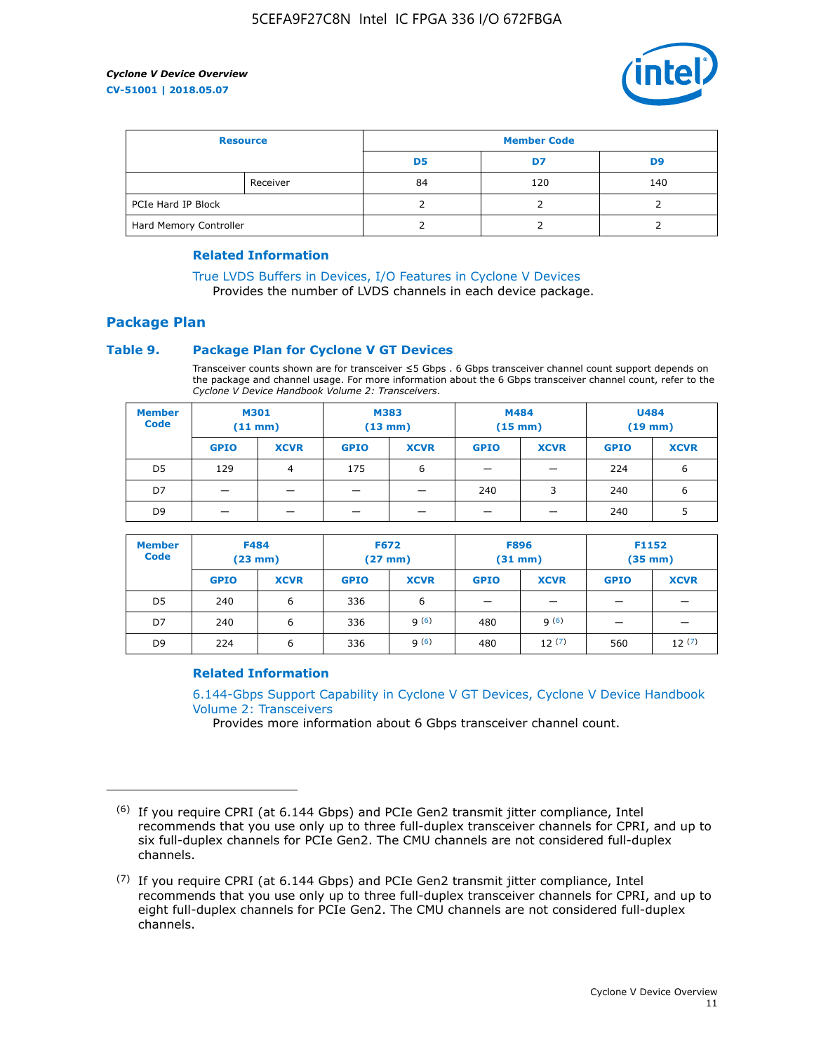| Resource | | Member Code | | |
|---|---|---|---|---|
| | | D5 | D7 | D9 |
| | Receiver | 84 | 120 | 140 |
| PCIe Hard IP Block | | 2 | 2 | 2 |
| Hard Memory Controller | | 2 | 2 | 2 |

### Related Information

True LVDS Buffers in Devices, I/O Features in Cyclone V Devices
Provides the number of LVDS channels in each device package.

## Package Plan

### Table 9. Package Plan for Cyclone V GT Devices

Transceiver counts shown are for transceiver ≤5 Gbps . 6 Gbps transceiver channel count support depends on the package and channel usage. For more information about the 6 Gbps transceiver channel count, refer to the *Cyclone V Device Handbook Volume 2: Transceivers*.

| Member Code | M301 (11 mm) | | M383 (13 mm) | | M484 (15 mm) | | U484 (19 mm) | |
|---|---|---|---|---|---|---|---|---|
| | GPIO | XCVR | GPIO | XCVR | GPIO | XCVR | GPIO | XCVR |
| D5 | 129 | 4 | 175 | 6 | — | — | 224 | 6 |
| D7 | — | — | — | — | 240 | 3 | 240 | 6 |
| D9 | — | — | — | — | — | — | 240 | 5 |

| Member Code | F484 (23 mm) | | F672 (27 mm) | | F896 (31 mm) | | F1152 (35 mm) | |
|---|---|---|---|---|---|---|---|---|
| | GPIO | XCVR | GPIO | XCVR | GPIO | XCVR | GPIO | XCVR |
| D5 | 240 | 6 | 336 | 6 | — | — | — | — |
| D7 | 240 | 6 | 336 | 9 (6) | 480 | 9 (6) | — | — |
| D9 | 224 | 6 | 336 | 9 (6) | 480 | 12 (7) | 560 | 12 (7) |

### Related Information

6.144-Gbps Support Capability in Cyclone V GT Devices, Cyclone V Device Handbook Volume 2: Transceivers
Provides more information about 6 Gbps transceiver channel count.

---

(6) If you require CPRI (at 6.144 Gbps) and PCIe Gen2 transmit jitter compliance, Intel recommends that you use only up to three full-duplex transceiver channels for CPRI, and up to six full-duplex channels for PCIe Gen2. The CMU channels are not considered full-duplex channels.

(7) If you require CPRI (at 6.144 Gbps) and PCIe Gen2 transmit jitter compliance, Intel recommends that you use only up to three full-duplex transceiver channels for CPRI, and up to eight full-duplex channels for PCIe Gen2. The CMU channels are not considered full-duplex channels.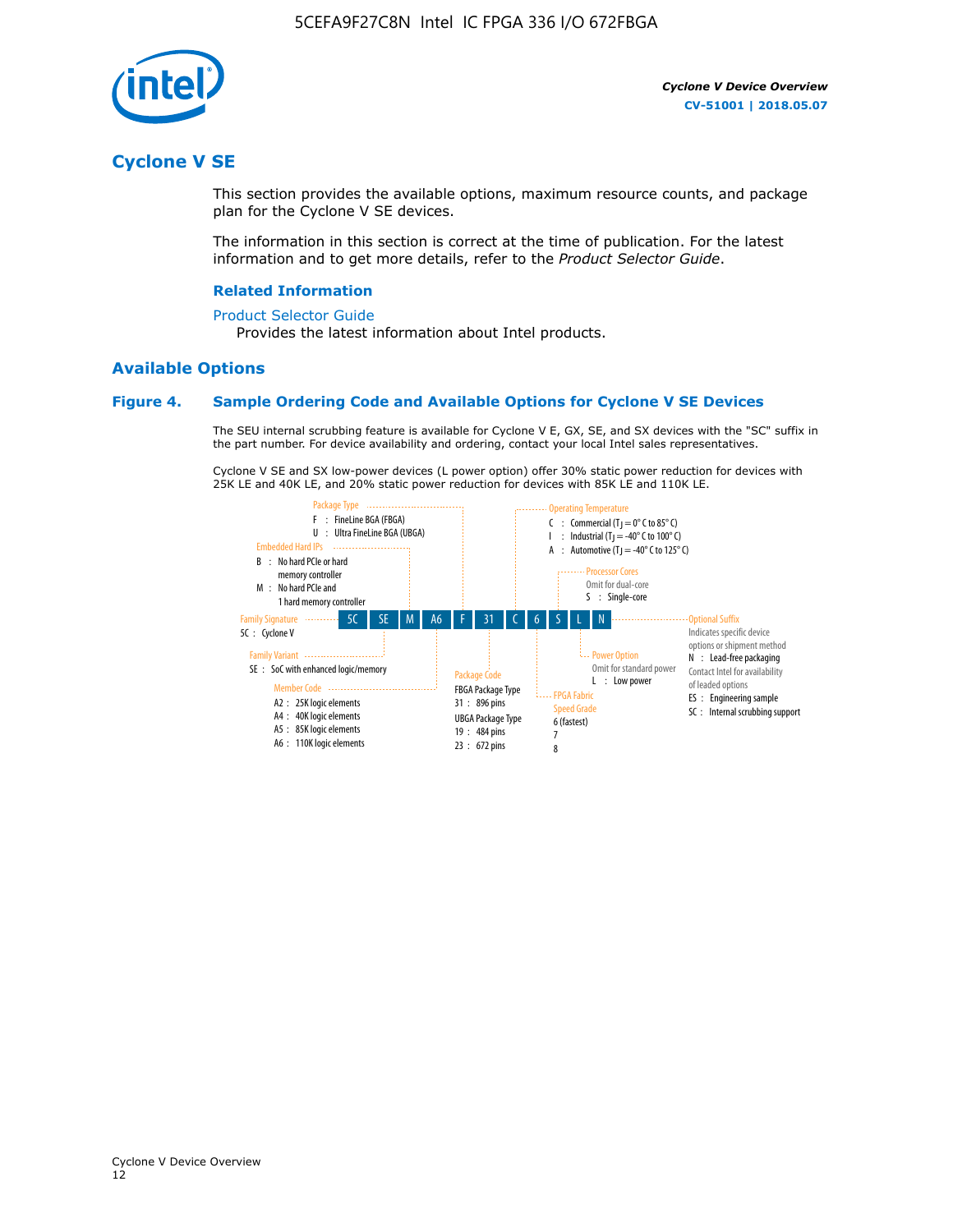## Cyclone V SE

This section provides the available options, maximum resource counts, and package plan for the Cyclone V SE devices.

The information in this section is correct at the time of publication. For the latest information and to get more details, refer to the *Product Selector Guide*.

#### Related Information

Product Selector Guide

Provides the latest information about Intel products.

### Available Options

#### Figure 4. Sample Ordering Code and Available Options for Cyclone V SE Devices

The SEU internal scrubbing feature is available for Cyclone V E, GX, SE, and SX devices with the "SC" suffix in the part number. For device availability and ordering, contact your local Intel sales representatives.

Cyclone V SE and SX low-power devices (L power option) offer 30% static power reduction for devices with 25K LE and 40K LE, and 20% static power reduction for devices with 85K LE and 110K LE.

Sample ordering code: 5C SE M A6 F 31 C 6 S L N

- **Family Signature**
  - 5C : Cyclone V
- **Family Variant**
  - SE : SoC with enhanced logic/memory
- **Embedded Hard IPs**
  - B : No hard PCIe or hard memory controller
  - M : No hard PCIe and 1 hard memory controller
- **Member Code**
  - A2 : 25K logic elements
  - A4 : 40K logic elements
  - A5 : 85K logic elements
  - A6 : 110K logic elements
- **Package Type**
  - F : FineLine BGA (FBGA)
  - U : Ultra FineLine BGA (UBGA)
- **Package Code**
  - FBGA Package Type
    - 31 : 896 pins
  - UBGA Package Type
    - 19 : 484 pins
    - 23 : 672 pins
- **Operating Temperature**
  - C : Commercial ($T_J$ = 0° C to 85° C)
  - I : Industrial ($T_J$ = -40° C to 100° C)
  - A : Automotive ($T_J$ = -40° C to 125° C)
- **FPGA Fabric Speed Grade**
  - 6 (fastest)
  - 7
  - 8
- **Processor Cores**
  - Omit for dual-core
  - S : Single-core
- **Power Option**
  - Omit for standard power
  - L : Low power
- **Optional Suffix**
  - Indicates specific device options or shipment method
  - N : Lead-free packaging
  - Contact Intel for availability of leaded options
  - ES : Engineering sample
  - SC : Internal scrubbing support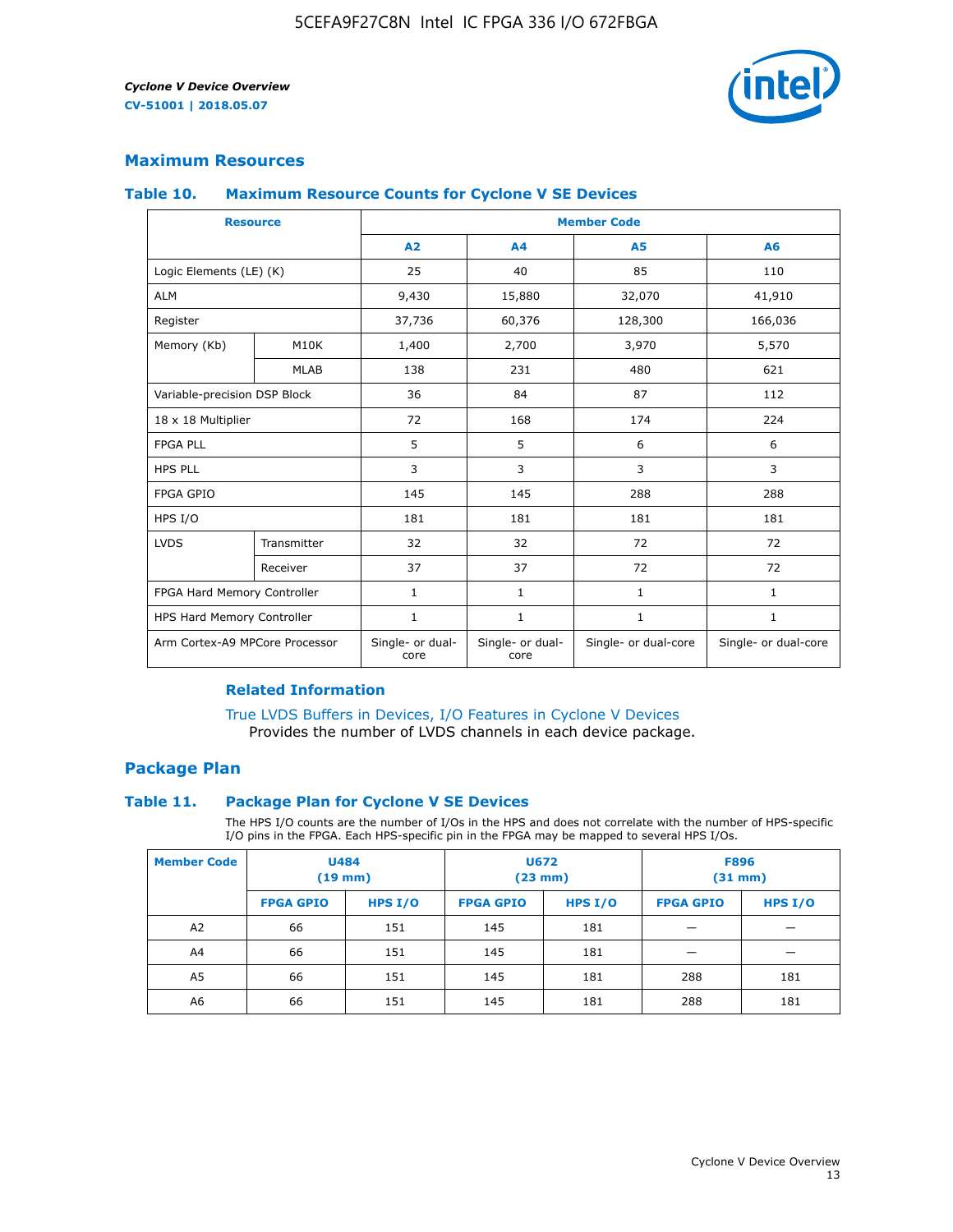## Maximum Resources

### Table 10. Maximum Resource Counts for Cyclone V SE Devices

| Resource | | Member Code | | | |
|---|---|---|---|---|---|
| | | A2 | A4 | A5 | A6 |
| Logic Elements (LE) (K) | | 25 | 40 | 85 | 110 |
| ALM | | 9,430 | 15,880 | 32,070 | 41,910 |
| Register | | 37,736 | 60,376 | 128,300 | 166,036 |
| Memory (Kb) | M10K | 1,400 | 2,700 | 3,970 | 5,570 |
| | MLAB | 138 | 231 | 480 | 621 |
| Variable-precision DSP Block | | 36 | 84 | 87 | 112 |
| 18 x 18 Multiplier | | 72 | 168 | 174 | 224 |
| FPGA PLL | | 5 | 5 | 6 | 6 |
| HPS PLL | | 3 | 3 | 3 | 3 |
| FPGA GPIO | | 145 | 145 | 288 | 288 |
| HPS I/O | | 181 | 181 | 181 | 181 |
| LVDS | Transmitter | 32 | 32 | 72 | 72 |
| | Receiver | 37 | 37 | 72 | 72 |
| FPGA Hard Memory Controller | | 1 | 1 | 1 | 1 |
| HPS Hard Memory Controller | | 1 | 1 | 1 | 1 |
| Arm Cortex-A9 MPCore Processor | | Single- or dual-core | Single- or dual-core | Single- or dual-core | Single- or dual-core |

#### Related Information

True LVDS Buffers in Devices, I/O Features in Cyclone V Devices
Provides the number of LVDS channels in each device package.

## Package Plan

### Table 11. Package Plan for Cyclone V SE Devices

The HPS I/O counts are the number of I/Os in the HPS and does not correlate with the number of HPS-specific I/O pins in the FPGA. Each HPS-specific pin in the FPGA may be mapped to several HPS I/Os.

| Member Code | U484 (19 mm) | | U672 (23 mm) | | F896 (31 mm) | |
|---|---|---|---|---|---|---|
| | FPGA GPIO | HPS I/O | FPGA GPIO | HPS I/O | FPGA GPIO | HPS I/O |
| A2 | 66 | 151 | 145 | 181 | — | — |
| A4 | 66 | 151 | 145 | 181 | — | — |
| A5 | 66 | 151 | 145 | 181 | 288 | 181 |
| A6 | 66 | 151 | 145 | 181 | 288 | 181 |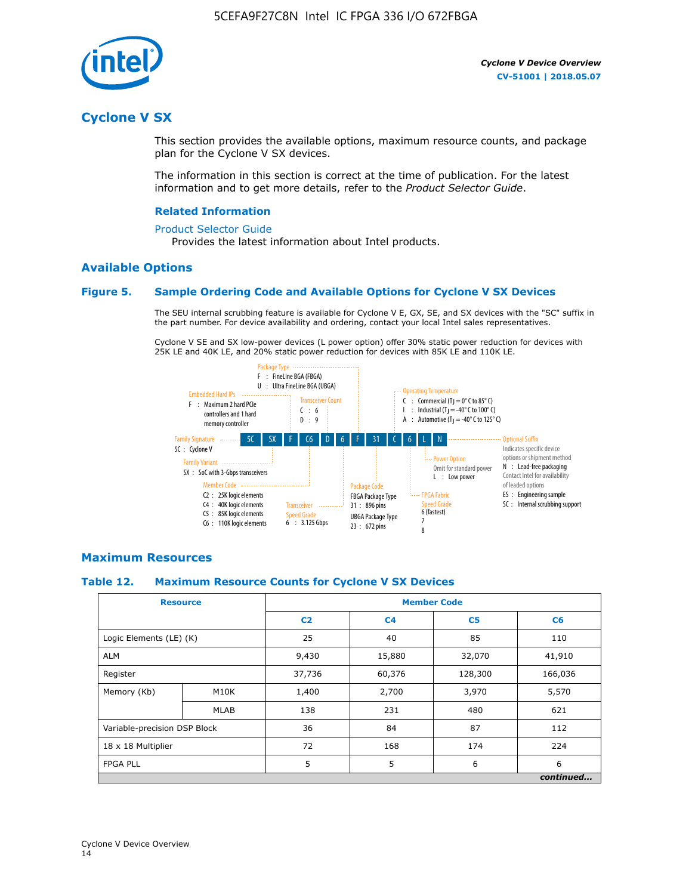# Cyclone V SX

This section provides the available options, maximum resource counts, and package plan for the Cyclone V SX devices.

The information in this section is correct at the time of publication. For the latest information and to get more details, refer to the *Product Selector Guide*.

### Related Information

Product Selector Guide

Provides the latest information about Intel products.

## Available Options

### Figure 5. Sample Ordering Code and Available Options for Cyclone V SX Devices

The SEU internal scrubbing feature is available for Cyclone V E, GX, SE, and SX devices with the "SC" suffix in the part number. For device availability and ordering, contact your local Intel sales representatives.

Cyclone V SE and SX low-power devices (L power option) offer 30% static power reduction for devices with 25K LE and 40K LE, and 20% static power reduction for devices with 85K LE and 110K LE.

5C SX F C6 D 6 F 31 C 6 L N

- **Family Signature**
  - 5C : Cyclone V
- **Family Variant**
  - SX : SoC with 3-Gbps transceivers
- **Embedded Hard IPs**
  - F : Maximum 2 hard PCIe controllers and 1 hard memory controller
- **Member Code**
  - C2 : 25K logic elements
  - C4 : 40K logic elements
  - C5 : 85K logic elements
  - C6 : 110K logic elements
- **Transceiver Count**
  - C : 6
  - D : 9
- **Transceiver Speed Grade**
  - 6 : 3.125 Gbps
- **Package Type**
  - F : FineLine BGA (FBGA)
  - U : Ultra FineLine BGA (UBGA)
- **Package Code**
  - FBGA Package Type
    - 31 : 896 pins
  - UBGA Package Type
    - 23 : 672 pins
- **Operating Temperature**
  - C : Commercial ($T_J$ = 0° C to 85° C)
  - I : Industrial ($T_J$ = -40° C to 100° C)
  - A : Automotive ($T_J$ = -40° C to 125° C)
- **FPGA Fabric Speed Grade**
  - 6 (fastest)
  - 7
  - 8
- **Power Option**
  - Omit for standard power
  - L : Low power
- **Optional Suffix**
  - Indicates specific device options or shipment method
  - N : Lead-free packaging. Contact Intel for availability of leaded options
  - ES : Engineering sample
  - SC : Internal scrubbing support

## Maximum Resources

### Table 12. Maximum Resource Counts for Cyclone V SX Devices

| Resource | | Member Code | | | |
|---|---|---|---|---|---|
| | | C2 | C4 | C5 | C6 |
| Logic Elements (LE) (K) | | 25 | 40 | 85 | 110 |
| ALM | | 9,430 | 15,880 | 32,070 | 41,910 |
| Register | | 37,736 | 60,376 | 128,300 | 166,036 |
| Memory (Kb) | M10K | 1,400 | 2,700 | 3,970 | 5,570 |
| | MLAB | 138 | 231 | 480 | 621 |
| Variable-precision DSP Block | | 36 | 84 | 87 | 112 |
| 18 x 18 Multiplier | | 72 | 168 | 174 | 224 |
| FPGA PLL | | 5 | 5 | 6 | 6 |

*continued...*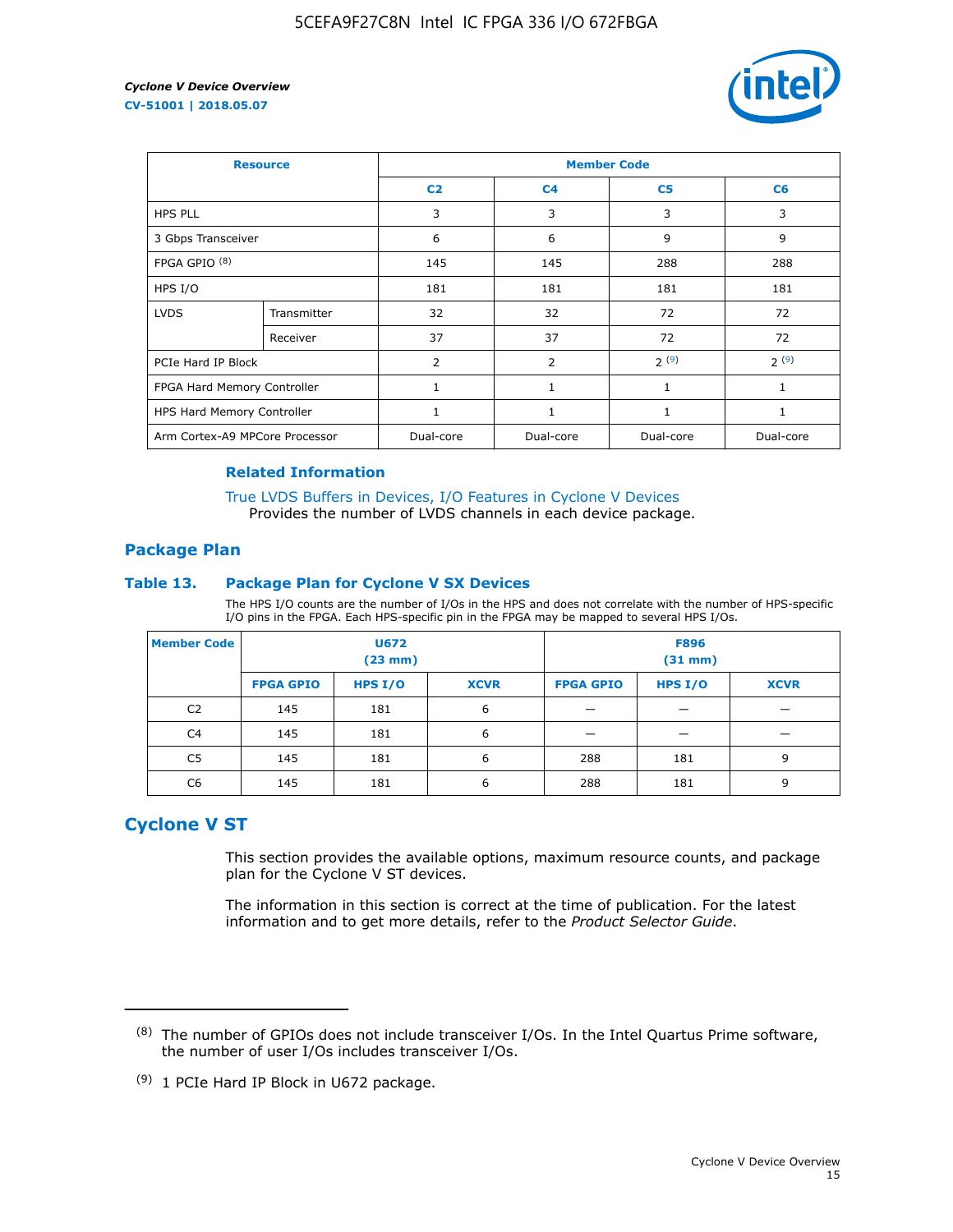| Resource | | Member Code | | | |
|---|---|---|---|---|---|
| | | C2 | C4 | C5 | C6 |
| HPS PLL | | 3 | 3 | 3 | 3 |
| 3 Gbps Transceiver | | 6 | 6 | 9 | 9 |
| FPGA GPIO [(8)] | | 145 | 145 | 288 | 288 |
| HPS I/O | | 181 | 181 | 181 | 181 |
| LVDS | Transmitter | 32 | 32 | 72 | 72 |
| | Receiver | 37 | 37 | 72 | 72 |
| PCIe Hard IP Block | | 2 | 2 | 2 [(9)] | 2 [(9)] |
| FPGA Hard Memory Controller | | 1 | 1 | 1 | 1 |
| HPS Hard Memory Controller | | 1 | 1 | 1 | 1 |
| Arm Cortex-A9 MPCore Processor | | Dual-core | Dual-core | Dual-core | Dual-core |

**Related Information**

True LVDS Buffers in Devices, I/O Features in Cyclone V Devices
Provides the number of LVDS channels in each device package.

## Package Plan

### Table 13. Package Plan for Cyclone V SX Devices

The HPS I/O counts are the number of I/Os in the HPS and does not correlate with the number of HPS-specific I/O pins in the FPGA. Each HPS-specific pin in the FPGA may be mapped to several HPS I/Os.

| Member Code | U672 (23 mm) | | | F896 (31 mm) | | |
|---|---|---|---|---|---|---|
| | FPGA GPIO | HPS I/O | XCVR | FPGA GPIO | HPS I/O | XCVR |
| C2 | 145 | 181 | 6 | — | — | — |
| C4 | 145 | 181 | 6 | — | — | — |
| C5 | 145 | 181 | 6 | 288 | 181 | 9 |
| C6 | 145 | 181 | 6 | 288 | 181 | 9 |

## Cyclone V ST

This section provides the available options, maximum resource counts, and package plan for the Cyclone V ST devices.

The information in this section is correct at the time of publication. For the latest information and to get more details, refer to the *Product Selector Guide*.

(8) The number of GPIOs does not include transceiver I/Os. In the Intel Quartus Prime software, the number of user I/Os includes transceiver I/Os.

(9) 1 PCIe Hard IP Block in U672 package.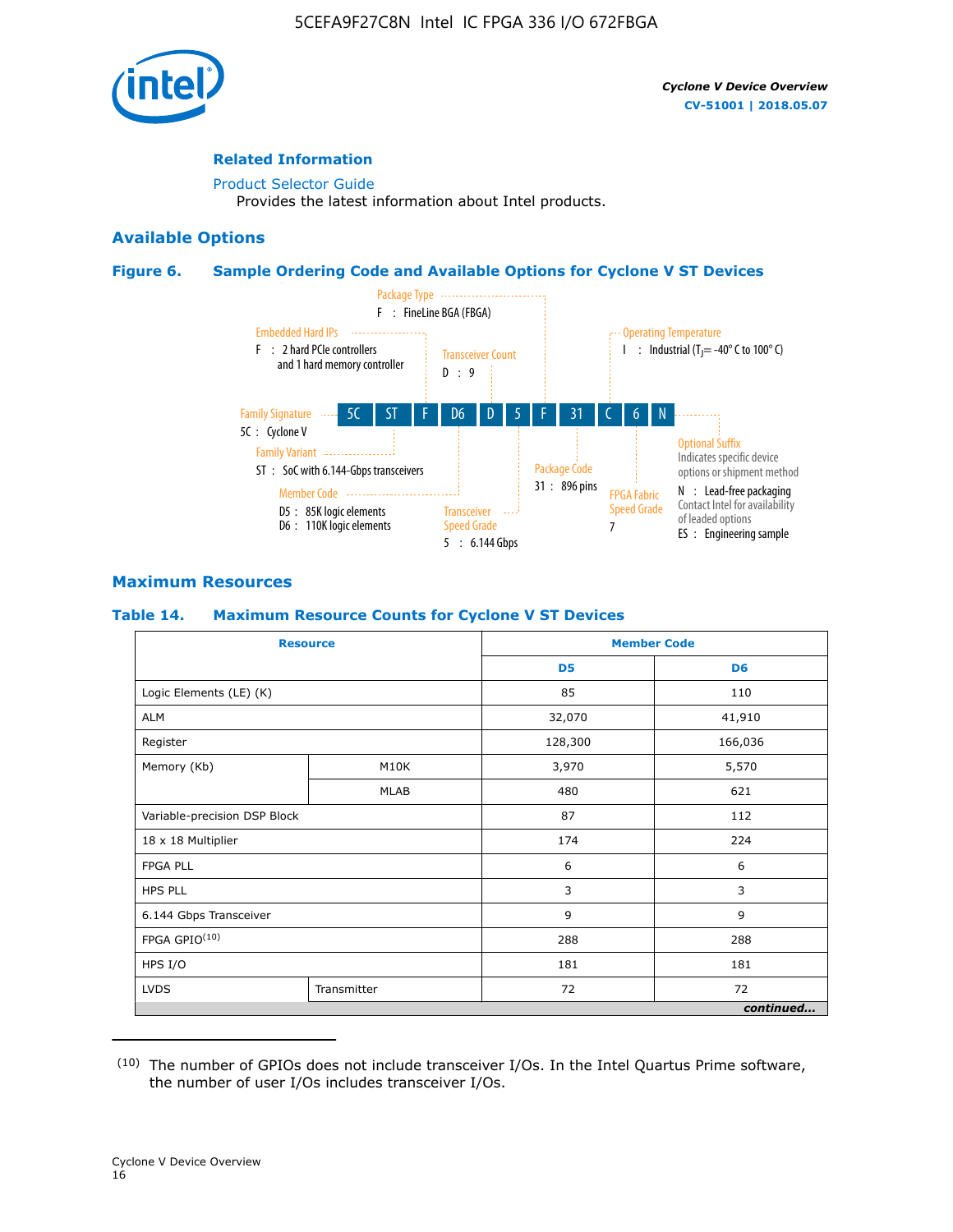## Related Information

Product Selector Guide
Provides the latest information about Intel products.

## Available Options

### Figure 6. Sample Ordering Code and Available Options for Cyclone V ST Devices

5C | ST | F | D6 | D | 5 | F | 31 | C | 6 | N

- Family Signature — 5C : Cyclone V
- Family Variant — ST : SoC with 6.144-Gbps transceivers
- Embedded Hard IPs — F : 2 hard PCIe controllers and 1 hard memory controller
- Member Code — D5 : 85K logic elements; D6 : 110K logic elements
- Transceiver Count — D : 9
- Transceiver Speed Grade — 5 : 6.144 Gbps
- Package Type — F : FineLine BGA (FBGA)
- Package Code — 31 : 896 pins
- Operating Temperature — I : Industrial ($T_J$ = -40° C to 100° C)
- FPGA Fabric Speed Grade — 7
- Optional Suffix — Indicates specific device options or shipment method; N : Lead-free packaging; Contact Intel for availability of leaded options; ES : Engineering sample

## Maximum Resources

### Table 14. Maximum Resource Counts for Cyclone V ST Devices

| Resource | | Member Code | |
|---|---|---|---|
| | | D5 | D6 |
| Logic Elements (LE) (K) | | 85 | 110 |
| ALM | | 32,070 | 41,910 |
| Register | | 128,300 | 166,036 |
| Memory (Kb) | M10K | 3,970 | 5,570 |
| | MLAB | 480 | 621 |
| Variable-precision DSP Block | | 87 | 112 |
| 18 x 18 Multiplier | | 174 | 224 |
| FPGA PLL | | 6 | 6 |
| HPS PLL | | 3 | 3 |
| 6.144 Gbps Transceiver | | 9 | 9 |
| FPGA GPIO[10] | | 288 | 288 |
| HPS I/O | | 181 | 181 |
| LVDS | Transmitter | 72 | 72 |

*continued...*

(10) The number of GPIOs does not include transceiver I/Os. In the Intel Quartus Prime software, the number of user I/Os includes transceiver I/Os.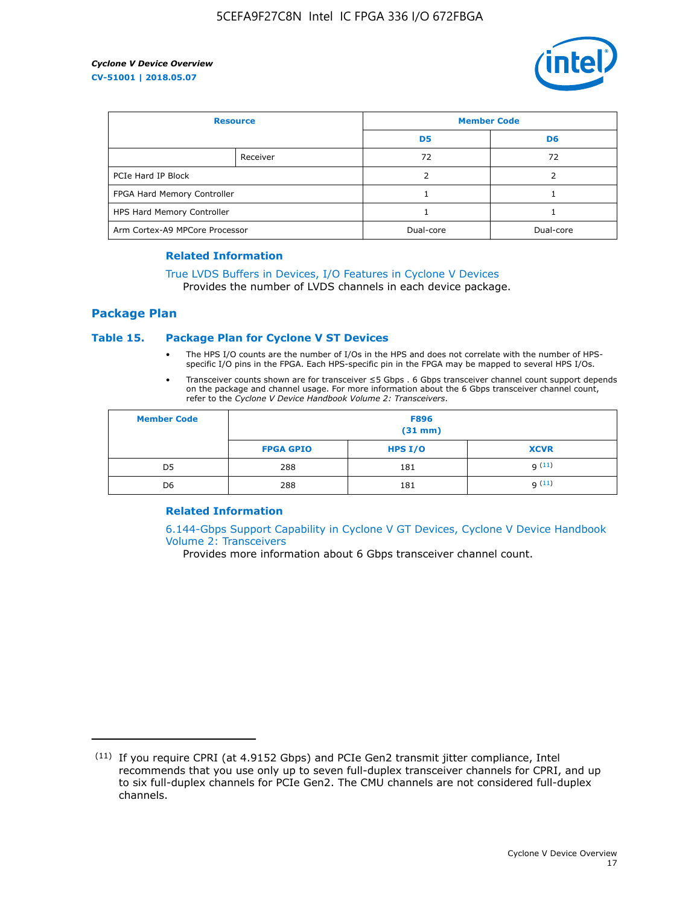| Resource | | Member Code | |
|---|---|---|---|
| | | D5 | D6 |
| | Receiver | 72 | 72 |
| PCIe Hard IP Block | | 2 | 2 |
| FPGA Hard Memory Controller | | 1 | 1 |
| HPS Hard Memory Controller | | 1 | 1 |
| Arm Cortex-A9 MPCore Processor | | Dual-core | Dual-core |

#### Related Information

True LVDS Buffers in Devices, I/O Features in Cyclone V Devices
Provides the number of LVDS channels in each device package.

## Package Plan

### Table 15. Package Plan for Cyclone V ST Devices

- The HPS I/O counts are the number of I/Os in the HPS and does not correlate with the number of HPS-specific I/O pins in the FPGA. Each HPS-specific pin in the FPGA may be mapped to several HPS I/Os.
- Transceiver counts shown are for transceiver ≤5 Gbps . 6 Gbps transceiver channel count support depends on the package and channel usage. For more information about the 6 Gbps transceiver channel count, refer to the *Cyclone V Device Handbook Volume 2: Transceivers*.

| Member Code | F896 (31 mm) | | |
|---|---|---|---|
| | FPGA GPIO | HPS I/O | XCVR |
| D5 | 288 | 181 | 9 [11] |
| D6 | 288 | 181 | 9 [11] |

#### Related Information

6.144-Gbps Support Capability in Cyclone V GT Devices, Cyclone V Device Handbook Volume 2: Transceivers
Provides more information about 6 Gbps transceiver channel count.

---

(11) If you require CPRI (at 4.9152 Gbps) and PCIe Gen2 transmit jitter compliance, Intel recommends that you use only up to seven full-duplex transceiver channels for CPRI, and up to six full-duplex channels for PCIe Gen2. The CMU channels are not considered full-duplex channels.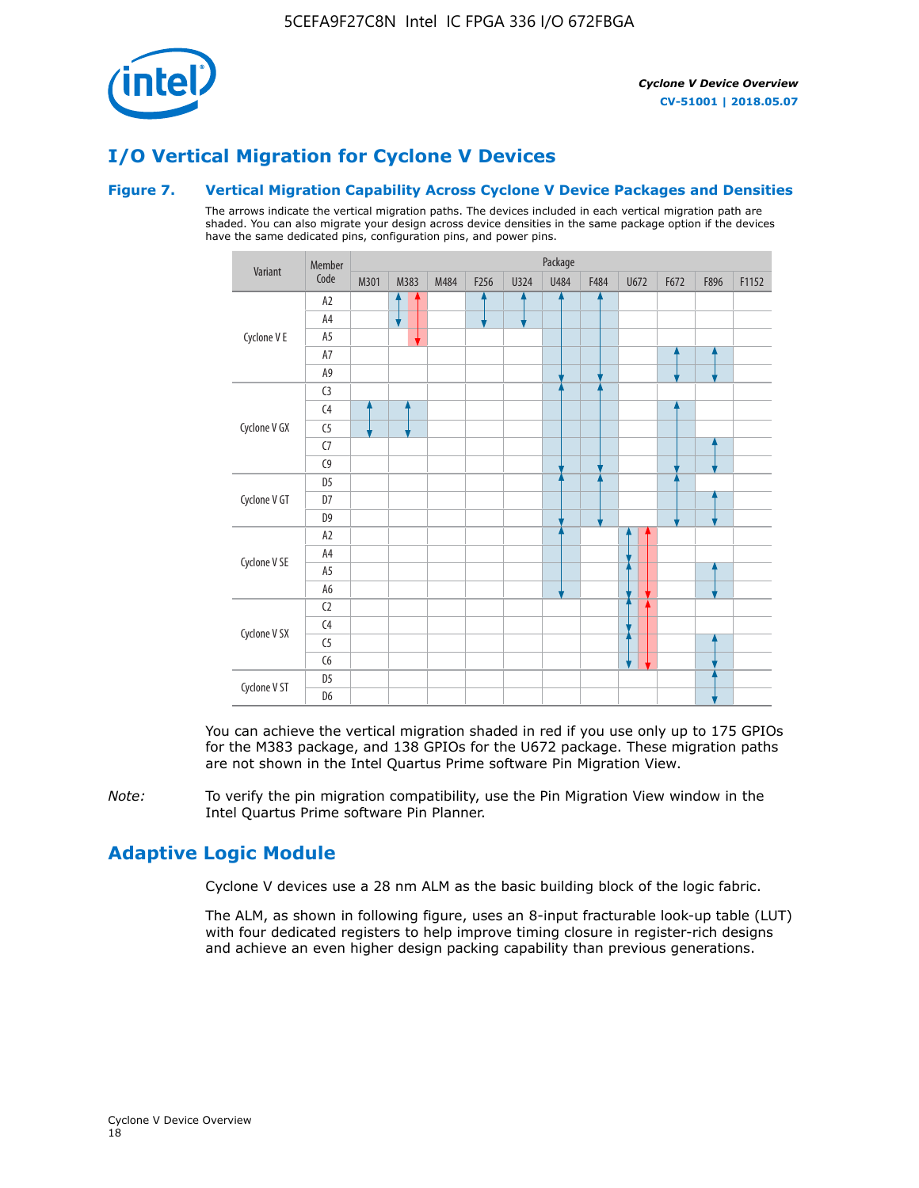# I/O Vertical Migration for Cyclone V Devices

### Figure 7. Vertical Migration Capability Across Cyclone V Device Packages and Densities

The arrows indicate the vertical migration paths. The devices included in each vertical migration path are shaded. You can also migrate your design across device densities in the same package option if the devices have the same dedicated pins, configuration pins, and power pins.

| Variant | Member Code | Package | | | | | | | | | | |
|---|---|---|---|---|---|---|---|---|---|---|---|---|
| | | M301 | M383 | M484 | F256 | U324 | U484 | F484 | U672 | F672 | F896 | F1152 |
| Cyclone V E | A2 | | | | | | | | | | | |
| | A4 | | | | | | | | | | | |
| | A5 | | | | | | | | | | | |
| | A7 | | | | | | | | | | | |
| | A9 | | | | | | | | | | | |
| Cyclone V GX | C3 | | | | | | | | | | | |
| | C4 | | | | | | | | | | | |
| | C5 | | | | | | | | | | | |
| | C7 | | | | | | | | | | | |
| | C9 | | | | | | | | | | | |
| Cyclone V GT | D5 | | | | | | | | | | | |
| | D7 | | | | | | | | | | | |
| | D9 | | | | | | | | | | | |
| Cyclone V SE | A2 | | | | | | | | | | | |
| | A4 | | | | | | | | | | | |
| | A5 | | | | | | | | | | | |
| | A6 | | | | | | | | | | | |
| Cyclone V SX | C2 | | | | | | | | | | | |
| | C4 | | | | | | | | | | | |
| | C5 | | | | | | | | | | | |
| | C6 | | | | | | | | | | | |
| Cyclone V ST | D5 | | | | | | | | | | | |
| | D6 | | | | | | | | | | | |

You can achieve the vertical migration shaded in red if you use only up to 175 GPIOs for the M383 package, and 138 GPIOs for the U672 package. These migration paths are not shown in the Intel Quartus Prime software Pin Migration View.

*Note:* To verify the pin migration compatibility, use the Pin Migration View window in the Intel Quartus Prime software Pin Planner.

# Adaptive Logic Module

Cyclone V devices use a 28 nm ALM as the basic building block of the logic fabric.

The ALM, as shown in following figure, uses an 8-input fracturable look-up table (LUT) with four dedicated registers to help improve timing closure in register-rich designs and achieve an even higher design packing capability than previous generations.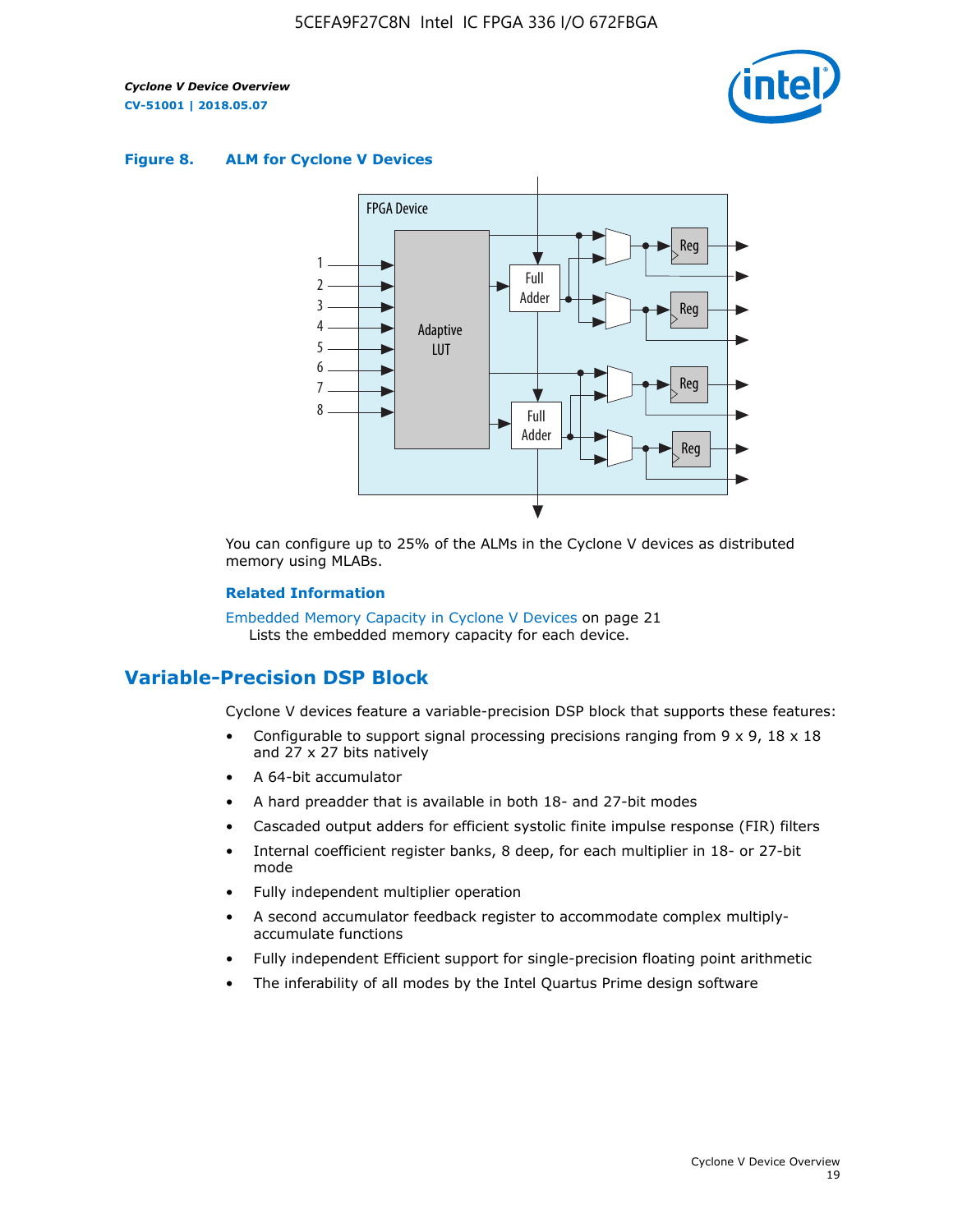**Figure 8. ALM for Cyclone V Devices**

You can configure up to 25% of the ALMs in the Cyclone V devices as distributed memory using MLABs.

**Related Information**

Embedded Memory Capacity in Cyclone V Devices on page 21
Lists the embedded memory capacity for each device.

## Variable-Precision DSP Block

Cyclone V devices feature a variable-precision DSP block that supports these features:

- Configurable to support signal processing precisions ranging from 9 x 9, 18 x 18 and 27 x 27 bits natively
- A 64-bit accumulator
- A hard preadder that is available in both 18- and 27-bit modes
- Cascaded output adders for efficient systolic finite impulse response (FIR) filters
- Internal coefficient register banks, 8 deep, for each multiplier in 18- or 27-bit mode
- Fully independent multiplier operation
- A second accumulator feedback register to accommodate complex multiply-accumulate functions
- Fully independent Efficient support for single-precision floating point arithmetic
- The inferability of all modes by the Intel Quartus Prime design software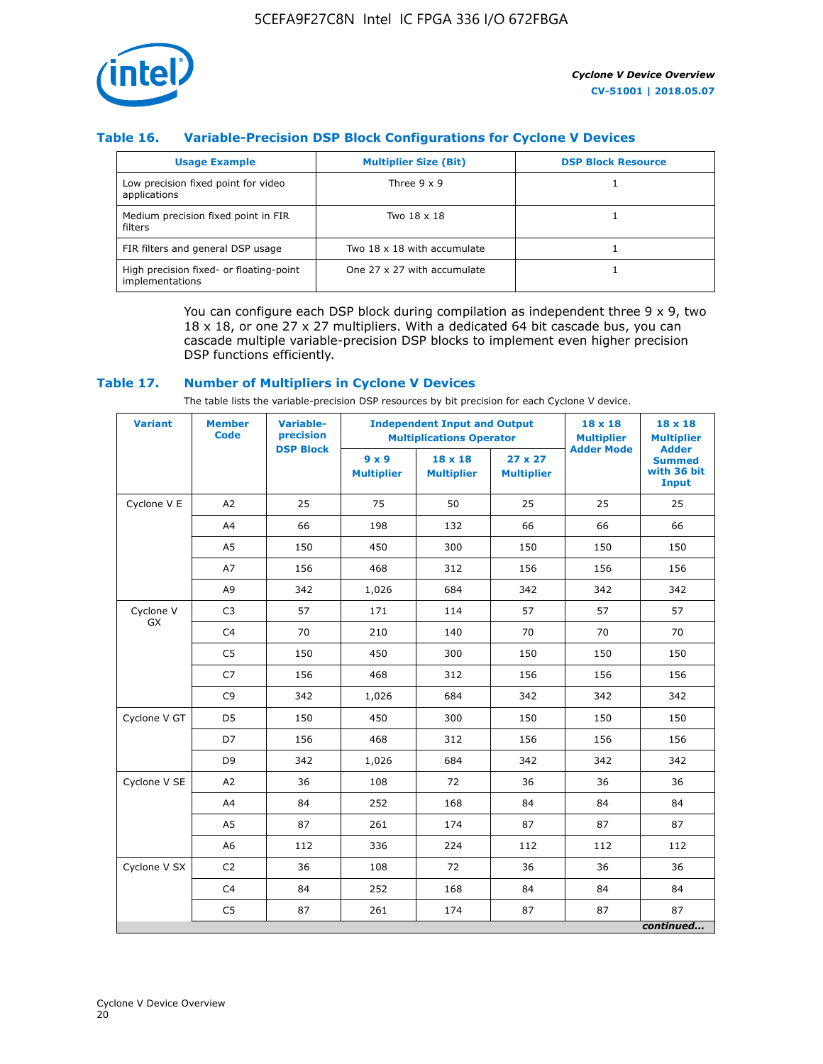### Table 16. Variable-Precision DSP Block Configurations for Cyclone V Devices

| Usage Example | Multiplier Size (Bit) | DSP Block Resource |
|---|---|---|
| Low precision fixed point for video applications | Three 9 x 9 | 1 |
| Medium precision fixed point in FIR filters | Two 18 x 18 | 1 |
| FIR filters and general DSP usage | Two 18 x 18 with accumulate | 1 |
| High precision fixed- or floating-point implementations | One 27 x 27 with accumulate | 1 |

You can configure each DSP block during compilation as independent three 9 x 9, two 18 x 18, or one 27 x 27 multipliers. With a dedicated 64 bit cascade bus, you can cascade multiple variable-precision DSP blocks to implement even higher precision DSP functions efficiently.

### Table 17. Number of Multipliers in Cyclone V Devices

The table lists the variable-precision DSP resources by bit precision for each Cyclone V device.

| Variant | Member Code | Variable-precision DSP Block | Independent Input and Output Multiplications Operator | | | 18 x 18 Multiplier Adder Mode | 18 x 18 Multiplier Adder Summed with 36 bit Input |
|---|---|---|---|---|---|---|---|
| | | | 9 x 9 Multiplier | 18 x 18 Multiplier | 27 x 27 Multiplier | | |
| Cyclone V E | A2 | 25 | 75 | 50 | 25 | 25 | 25 |
| | A4 | 66 | 198 | 132 | 66 | 66 | 66 |
| | A5 | 150 | 450 | 300 | 150 | 150 | 150 |
| | A7 | 156 | 468 | 312 | 156 | 156 | 156 |
| | A9 | 342 | 1,026 | 684 | 342 | 342 | 342 |
| Cyclone V GX | C3 | 57 | 171 | 114 | 57 | 57 | 57 |
| | C4 | 70 | 210 | 140 | 70 | 70 | 70 |
| | C5 | 150 | 450 | 300 | 150 | 150 | 150 |
| | C7 | 156 | 468 | 312 | 156 | 156 | 156 |
| | C9 | 342 | 1,026 | 684 | 342 | 342 | 342 |
| Cyclone V GT | D5 | 150 | 450 | 300 | 150 | 150 | 150 |
| | D7 | 156 | 468 | 312 | 156 | 156 | 156 |
| | D9 | 342 | 1,026 | 684 | 342 | 342 | 342 |
| Cyclone V SE | A2 | 36 | 108 | 72 | 36 | 36 | 36 |
| | A4 | 84 | 252 | 168 | 84 | 84 | 84 |
| | A5 | 87 | 261 | 174 | 87 | 87 | 87 |
| | A6 | 112 | 336 | 224 | 112 | 112 | 112 |
| Cyclone V SX | C2 | 36 | 108 | 72 | 36 | 36 | 36 |
| | C4 | 84 | 252 | 168 | 84 | 84 | 84 |
| | C5 | 87 | 261 | 174 | 87 | 87 | 87 |

*continued...*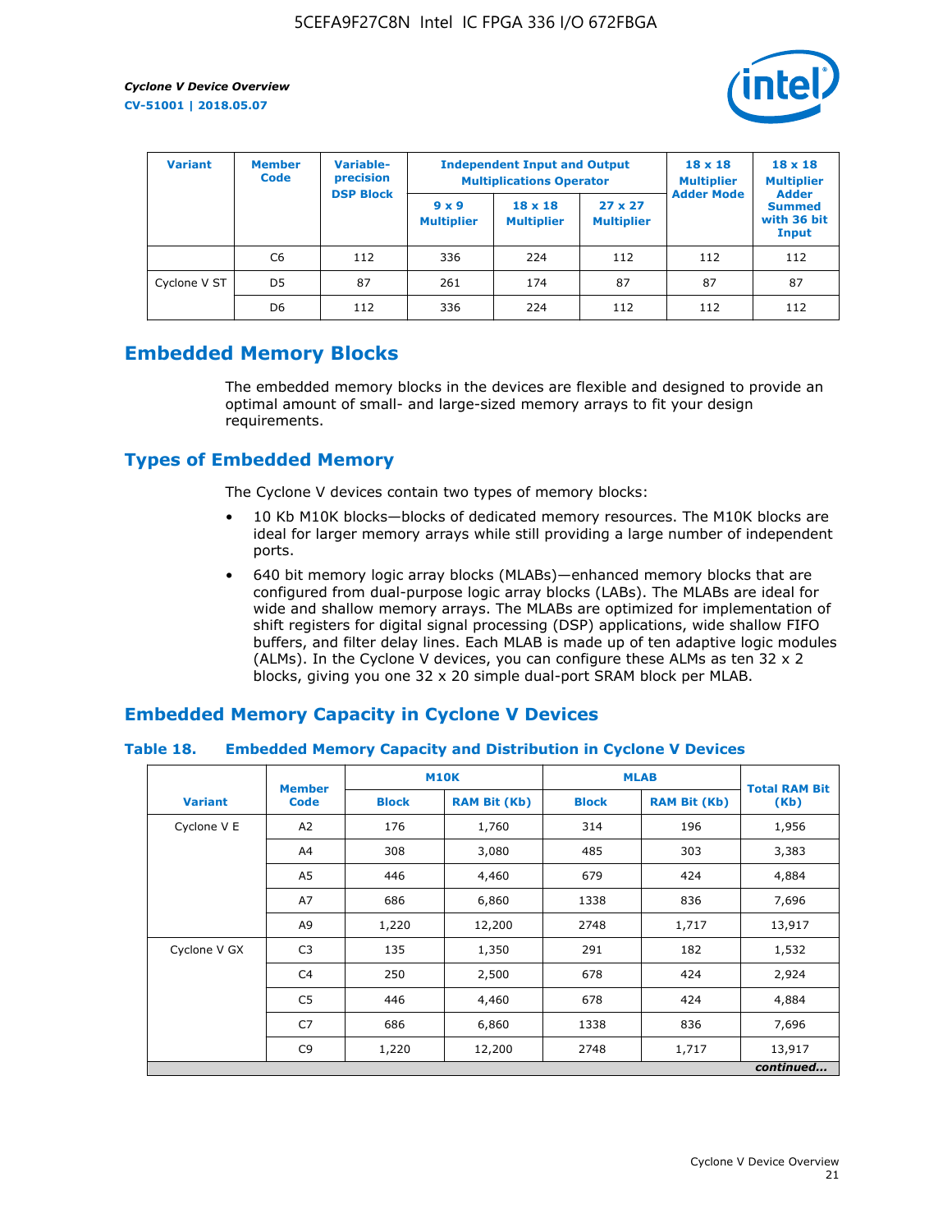| Variant | Member Code | Variable-precision DSP Block | Independent Input and Output Multiplications Operator | | | 18 x 18 Multiplier Adder Mode | 18 x 18 Multiplier Adder Summed with 36 bit Input |
|---|---|---|---|---|---|---|---|
| | | | 9 x 9 Multiplier | 18 x 18 Multiplier | 27 x 27 Multiplier | | |
| | C6 | 112 | 336 | 224 | 112 | 112 | 112 |
| Cyclone V ST | D5 | 87 | 261 | 174 | 87 | 87 | 87 |
| | D6 | 112 | 336 | 224 | 112 | 112 | 112 |

## Embedded Memory Blocks

The embedded memory blocks in the devices are flexible and designed to provide an optimal amount of small- and large-sized memory arrays to fit your design requirements.

## Types of Embedded Memory

The Cyclone V devices contain two types of memory blocks:

- 10 Kb M10K blocks—blocks of dedicated memory resources. The M10K blocks are ideal for larger memory arrays while still providing a large number of independent ports.
- 640 bit memory logic array blocks (MLABs)—enhanced memory blocks that are configured from dual-purpose logic array blocks (LABs). The MLABs are ideal for wide and shallow memory arrays. The MLABs are optimized for implementation of shift registers for digital signal processing (DSP) applications, wide shallow FIFO buffers, and filter delay lines. Each MLAB is made up of ten adaptive logic modules (ALMs). In the Cyclone V devices, you can configure these ALMs as ten 32 x 2 blocks, giving you one 32 x 20 simple dual-port SRAM block per MLAB.

## Embedded Memory Capacity in Cyclone V Devices

### Table 18. Embedded Memory Capacity and Distribution in Cyclone V Devices

| Variant | Member Code | M10K | | MLAB | | Total RAM Bit (Kb) |
|---|---|---|---|---|---|---|
| | | Block | RAM Bit (Kb) | Block | RAM Bit (Kb) | |
| Cyclone V E | A2 | 176 | 1,760 | 314 | 196 | 1,956 |
| | A4 | 308 | 3,080 | 485 | 303 | 3,383 |
| | A5 | 446 | 4,460 | 679 | 424 | 4,884 |
| | A7 | 686 | 6,860 | 1338 | 836 | 7,696 |
| | A9 | 1,220 | 12,200 | 2748 | 1,717 | 13,917 |
| Cyclone V GX | C3 | 135 | 1,350 | 291 | 182 | 1,532 |
| | C4 | 250 | 2,500 | 678 | 424 | 2,924 |
| | C5 | 446 | 4,460 | 678 | 424 | 4,884 |
| | C7 | 686 | 6,860 | 1338 | 836 | 7,696 |
| | C9 | 1,220 | 12,200 | 2748 | 1,717 | 13,917 |

*continued...*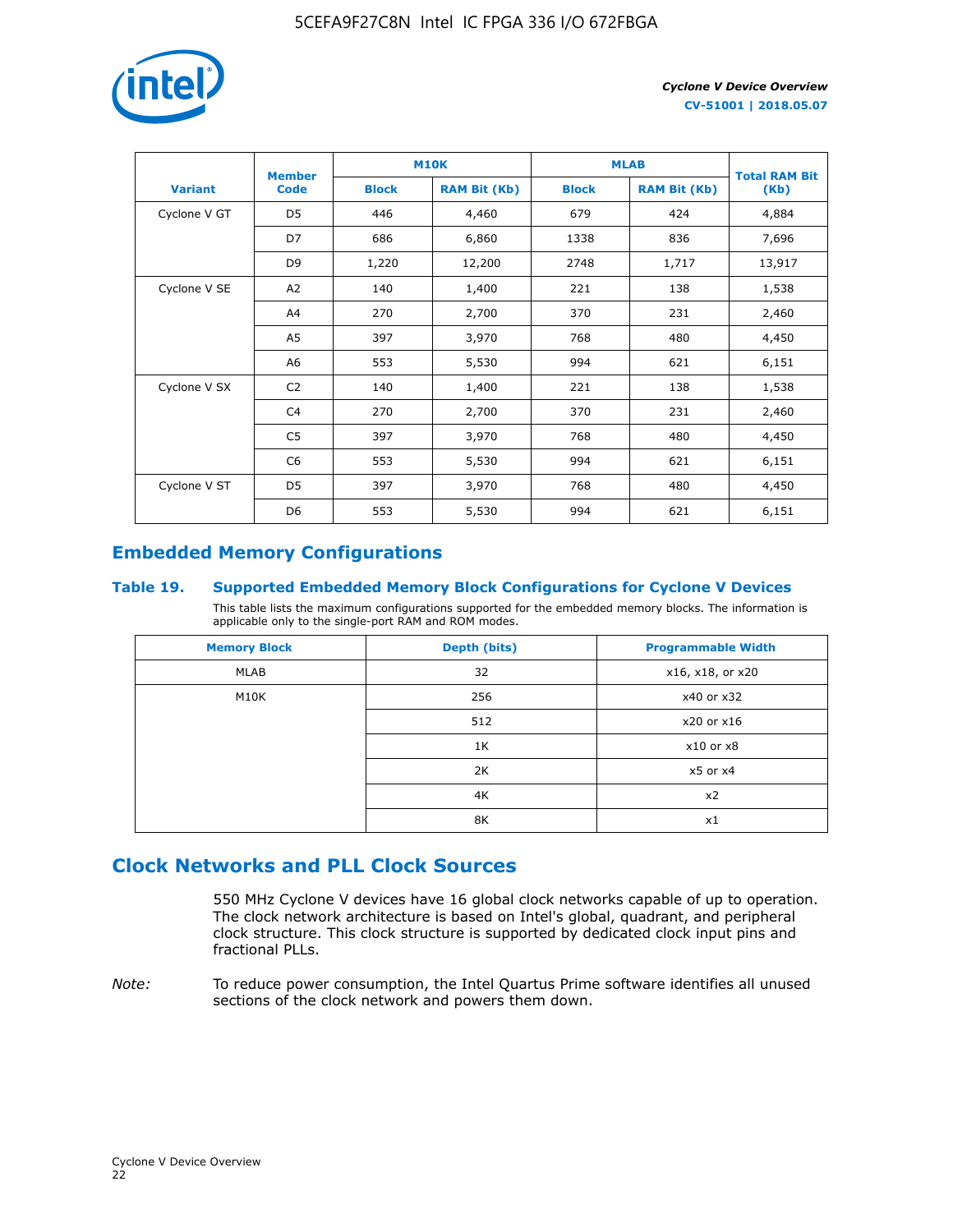| Variant | Member Code | M10K | | MLAB | | Total RAM Bit (Kb) |
|---|---|---|---|---|---|---|
| | | Block | RAM Bit (Kb) | Block | RAM Bit (Kb) | |
| Cyclone V GT | D5 | 446 | 4,460 | 679 | 424 | 4,884 |
| | D7 | 686 | 6,860 | 1338 | 836 | 7,696 |
| | D9 | 1,220 | 12,200 | 2748 | 1,717 | 13,917 |
| Cyclone V SE | A2 | 140 | 1,400 | 221 | 138 | 1,538 |
| | A4 | 270 | 2,700 | 370 | 231 | 2,460 |
| | A5 | 397 | 3,970 | 768 | 480 | 4,450 |
| | A6 | 553 | 5,530 | 994 | 621 | 6,151 |
| Cyclone V SX | C2 | 140 | 1,400 | 221 | 138 | 1,538 |
| | C4 | 270 | 2,700 | 370 | 231 | 2,460 |
| | C5 | 397 | 3,970 | 768 | 480 | 4,450 |
| | C6 | 553 | 5,530 | 994 | 621 | 6,151 |
| Cyclone V ST | D5 | 397 | 3,970 | 768 | 480 | 4,450 |
| | D6 | 553 | 5,530 | 994 | 621 | 6,151 |

## Embedded Memory Configurations

### Table 19. Supported Embedded Memory Block Configurations for Cyclone V Devices

This table lists the maximum configurations supported for the embedded memory blocks. The information is applicable only to the single-port RAM and ROM modes.

| Memory Block | Depth (bits) | Programmable Width |
|---|---|---|
| MLAB | 32 | x16, x18, or x20 |
| M10K | 256 | x40 or x32 |
| | 512 | x20 or x16 |
| | 1K | x10 or x8 |
| | 2K | x5 or x4 |
| | 4K | x2 |
| | 8K | x1 |

## Clock Networks and PLL Clock Sources

550 MHz Cyclone V devices have 16 global clock networks capable of up to operation. The clock network architecture is based on Intel's global, quadrant, and peripheral clock structure. This clock structure is supported by dedicated clock input pins and fractional PLLs.

*Note:* To reduce power consumption, the Intel Quartus Prime software identifies all unused sections of the clock network and powers them down.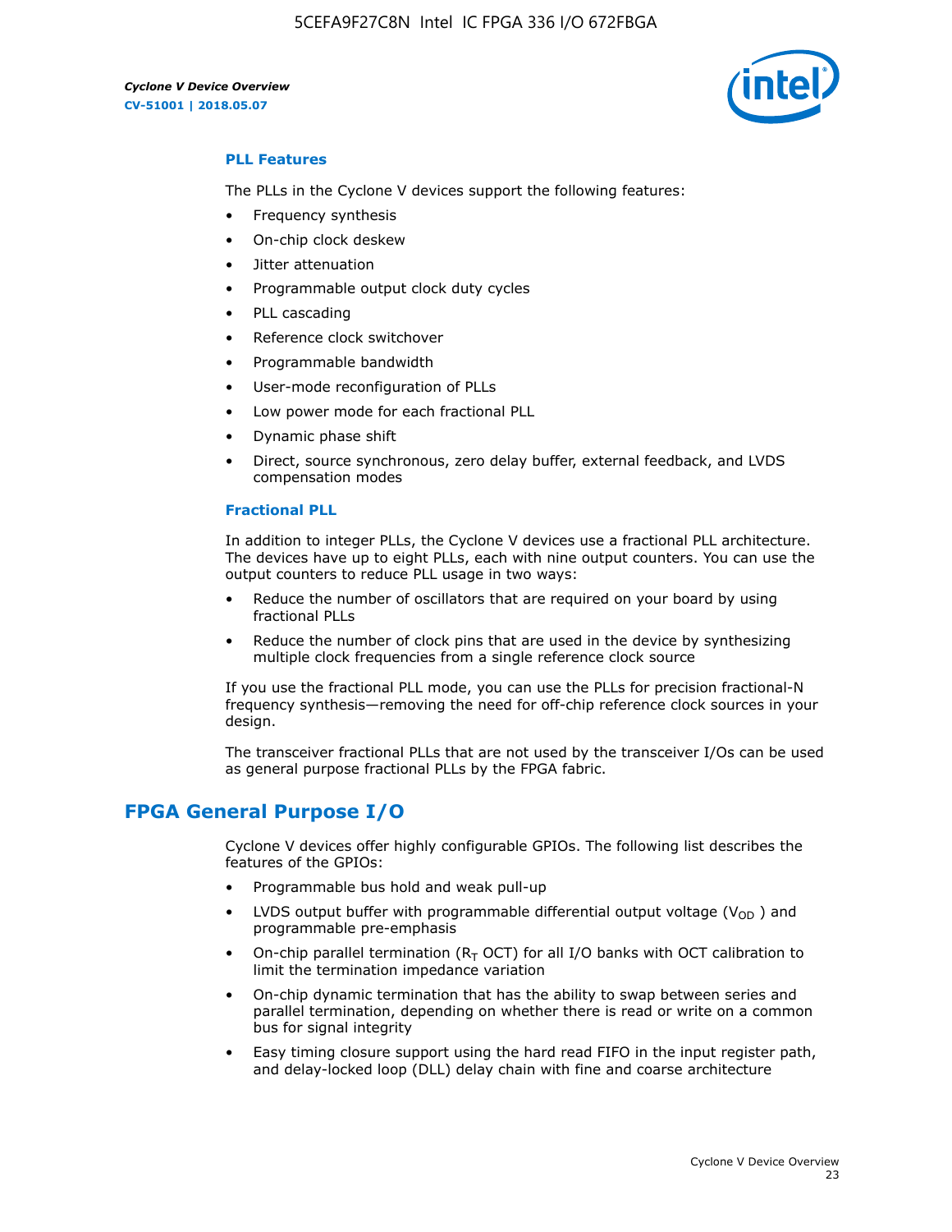### PLL Features

The PLLs in the Cyclone V devices support the following features:

- Frequency synthesis
- On-chip clock deskew
- Jitter attenuation
- Programmable output clock duty cycles
- PLL cascading
- Reference clock switchover
- Programmable bandwidth
- User-mode reconfiguration of PLLs
- Low power mode for each fractional PLL
- Dynamic phase shift
- Direct, source synchronous, zero delay buffer, external feedback, and LVDS compensation modes

### Fractional PLL

In addition to integer PLLs, the Cyclone V devices use a fractional PLL architecture. The devices have up to eight PLLs, each with nine output counters. You can use the output counters to reduce PLL usage in two ways:

- Reduce the number of oscillators that are required on your board by using fractional PLLs
- Reduce the number of clock pins that are used in the device by synthesizing multiple clock frequencies from a single reference clock source

If you use the fractional PLL mode, you can use the PLLs for precision fractional-N frequency synthesis—removing the need for off-chip reference clock sources in your design.

The transceiver fractional PLLs that are not used by the transceiver I/Os can be used as general purpose fractional PLLs by the FPGA fabric.

## FPGA General Purpose I/O

Cyclone V devices offer highly configurable GPIOs. The following list describes the features of the GPIOs:

- Programmable bus hold and weak pull-up
- LVDS output buffer with programmable differential output voltage ($V_{OD}$ ) and programmable pre-emphasis
- On-chip parallel termination ($R_T$ OCT) for all I/O banks with OCT calibration to limit the termination impedance variation
- On-chip dynamic termination that has the ability to swap between series and parallel termination, depending on whether there is read or write on a common bus for signal integrity
- Easy timing closure support using the hard read FIFO in the input register path, and delay-locked loop (DLL) delay chain with fine and coarse architecture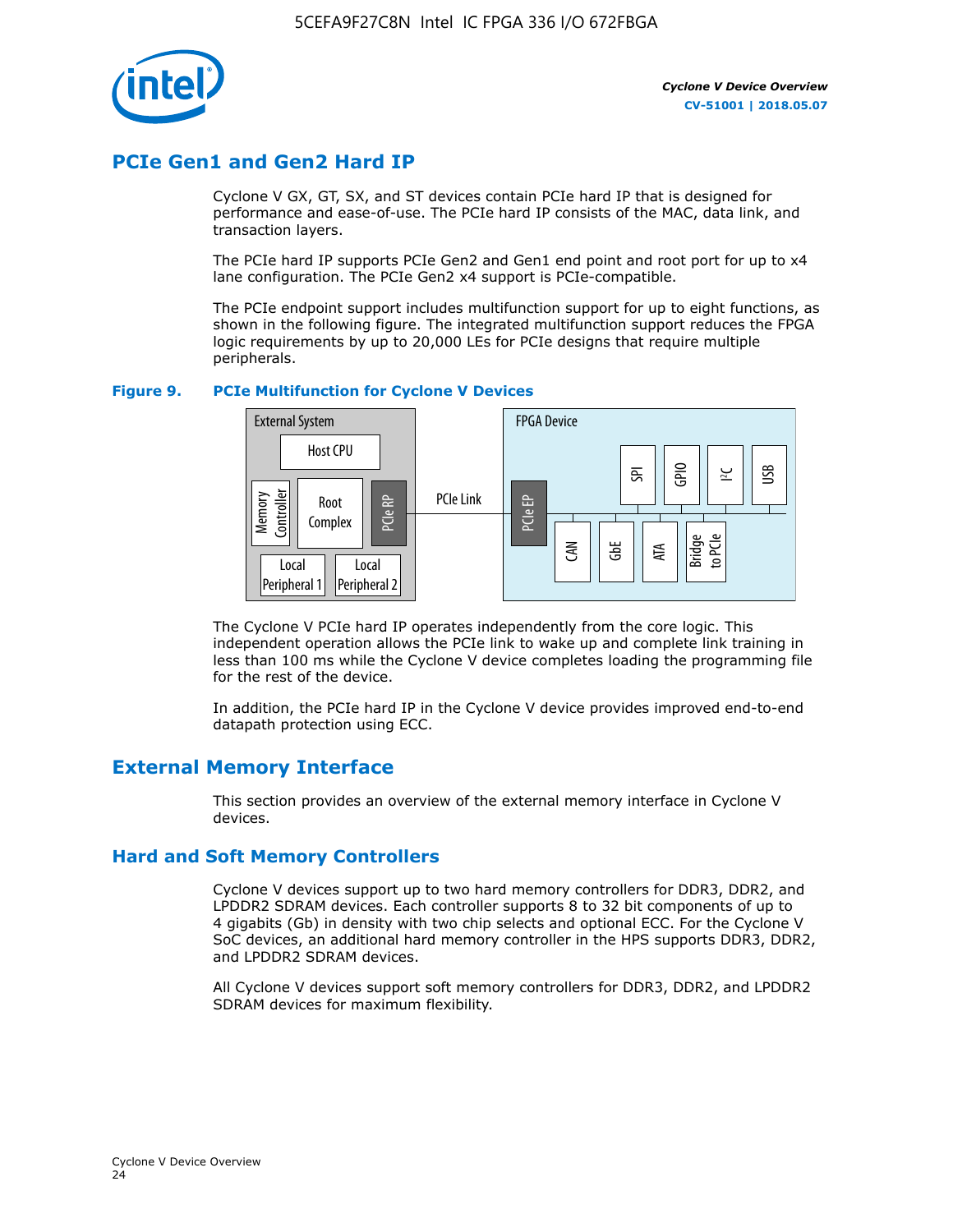## PCIe Gen1 and Gen2 Hard IP

Cyclone V GX, GT, SX, and ST devices contain PCIe hard IP that is designed for performance and ease-of-use. The PCIe hard IP consists of the MAC, data link, and transaction layers.

The PCIe hard IP supports PCIe Gen2 and Gen1 end point and root port for up to x4 lane configuration. The PCIe Gen2 x4 support is PCIe-compatible.

The PCIe endpoint support includes multifunction support for up to eight functions, as shown in the following figure. The integrated multifunction support reduces the FPGA logic requirements by up to 20,000 LEs for PCIe designs that require multiple peripherals.

**Figure 9. PCIe Multifunction for Cyclone V Devices**

External System: Host CPU, Memory Controller, Root Complex, PCIe RP, Local Peripheral 1, Local Peripheral 2 — PCIe Link — FPGA Device: PCIe EP, SPI, GPIO, I²C, USB, CAN, GbE, ATA, Bridge to PCIe

The Cyclone V PCIe hard IP operates independently from the core logic. This independent operation allows the PCIe link to wake up and complete link training in less than 100 ms while the Cyclone V device completes loading the programming file for the rest of the device.

In addition, the PCIe hard IP in the Cyclone V device provides improved end-to-end datapath protection using ECC.

## External Memory Interface

This section provides an overview of the external memory interface in Cyclone V devices.

### Hard and Soft Memory Controllers

Cyclone V devices support up to two hard memory controllers for DDR3, DDR2, and LPDDR2 SDRAM devices. Each controller supports 8 to 32 bit components of up to 4 gigabits (Gb) in density with two chip selects and optional ECC. For the Cyclone V SoC devices, an additional hard memory controller in the HPS supports DDR3, DDR2, and LPDDR2 SDRAM devices.

All Cyclone V devices support soft memory controllers for DDR3, DDR2, and LPDDR2 SDRAM devices for maximum flexibility.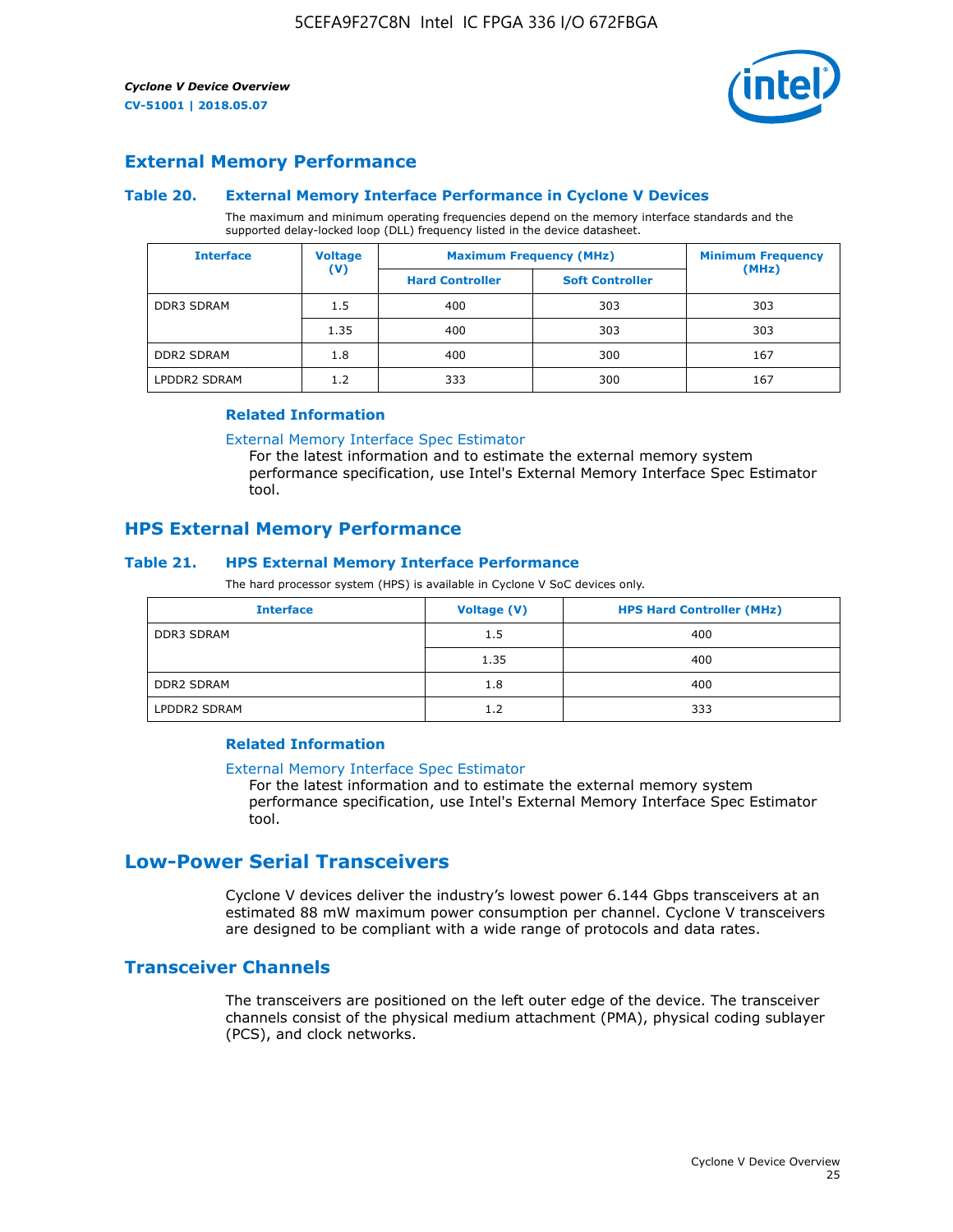## External Memory Performance

### Table 20. External Memory Interface Performance in Cyclone V Devices

The maximum and minimum operating frequencies depend on the memory interface standards and the supported delay-locked loop (DLL) frequency listed in the device datasheet.

| Interface | Voltage (V) | Maximum Frequency (MHz) | | Minimum Frequency (MHz) |
|---|---|---|---|---|
| | | Hard Controller | Soft Controller | |
| DDR3 SDRAM | 1.5 | 400 | 303 | 303 |
| | 1.35 | 400 | 303 | 303 |
| DDR2 SDRAM | 1.8 | 400 | 300 | 167 |
| LPDDR2 SDRAM | 1.2 | 333 | 300 | 167 |

#### Related Information

External Memory Interface Spec Estimator
For the latest information and to estimate the external memory system performance specification, use Intel's External Memory Interface Spec Estimator tool.

## HPS External Memory Performance

### Table 21. HPS External Memory Interface Performance

The hard processor system (HPS) is available in Cyclone V SoC devices only.

| Interface | Voltage (V) | HPS Hard Controller (MHz) |
|---|---|---|
| DDR3 SDRAM | 1.5 | 400 |
| | 1.35 | 400 |
| DDR2 SDRAM | 1.8 | 400 |
| LPDDR2 SDRAM | 1.2 | 333 |

#### Related Information

External Memory Interface Spec Estimator
For the latest information and to estimate the external memory system performance specification, use Intel's External Memory Interface Spec Estimator tool.

# Low-Power Serial Transceivers

Cyclone V devices deliver the industry's lowest power 6.144 Gbps transceivers at an estimated 88 mW maximum power consumption per channel. Cyclone V transceivers are designed to be compliant with a wide range of protocols and data rates.

## Transceiver Channels

The transceivers are positioned on the left outer edge of the device. The transceiver channels consist of the physical medium attachment (PMA), physical coding sublayer (PCS), and clock networks.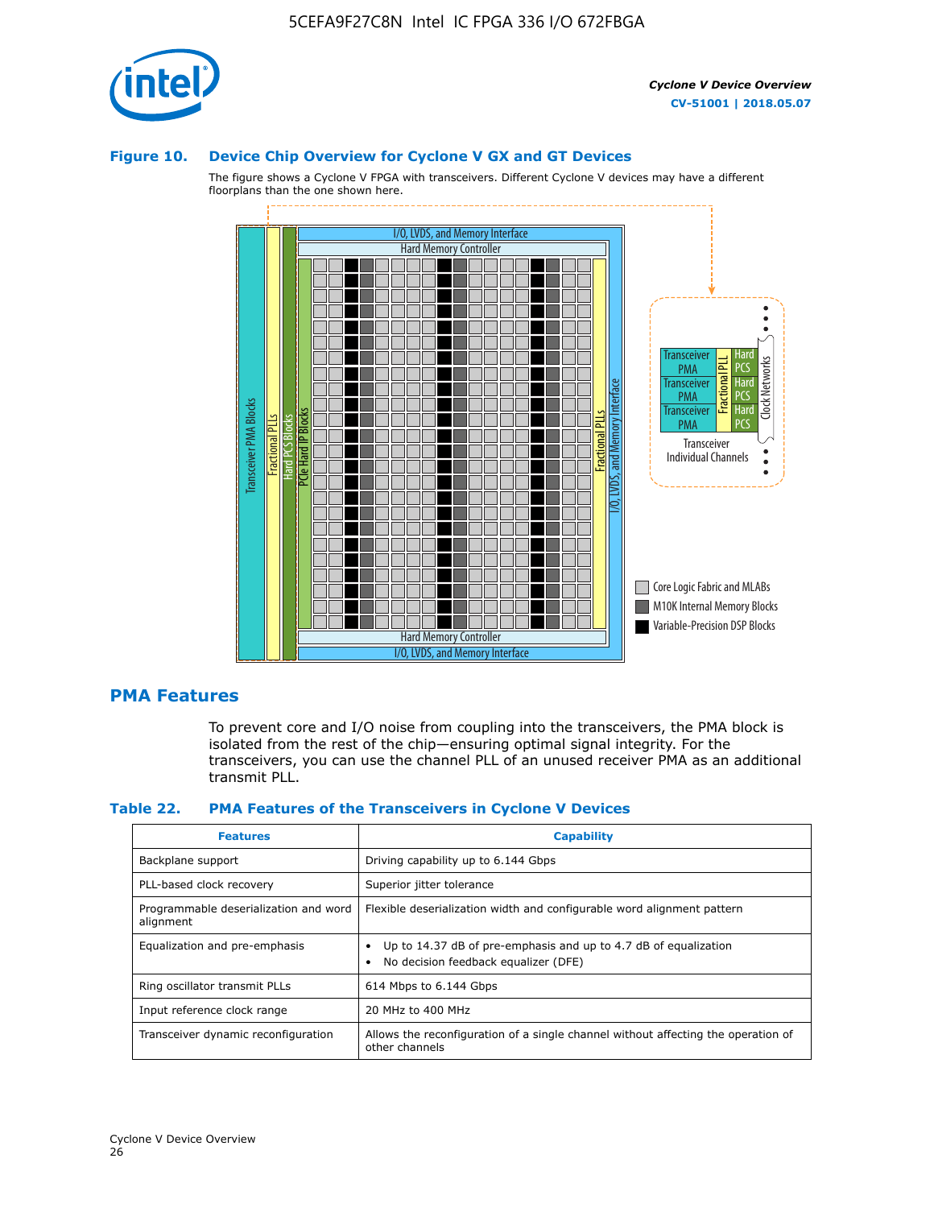### Figure 10. Device Chip Overview for Cyclone V GX and GT Devices

The figure shows a Cyclone V FPGA with transceivers. Different Cyclone V devices may have a different floorplans than the one shown here.

## PMA Features

To prevent core and I/O noise from coupling into the transceivers, the PMA block is isolated from the rest of the chip—ensuring optimal signal integrity. For the transceivers, you can use the channel PLL of an unused receiver PMA as an additional transmit PLL.

### Table 22. PMA Features of the Transceivers in Cyclone V Devices

| Features | Capability |
|---|---|
| Backplane support | Driving capability up to 6.144 Gbps |
| PLL-based clock recovery | Superior jitter tolerance |
| Programmable deserialization and word alignment | Flexible deserialization width and configurable word alignment pattern |
| Equalization and pre-emphasis | • Up to 14.37 dB of pre-emphasis and up to 4.7 dB of equalization<br>• No decision feedback equalizer (DFE) |
| Ring oscillator transmit PLLs | 614 Mbps to 6.144 Gbps |
| Input reference clock range | 20 MHz to 400 MHz |
| Transceiver dynamic reconfiguration | Allows the reconfiguration of a single channel without affecting the operation of other channels |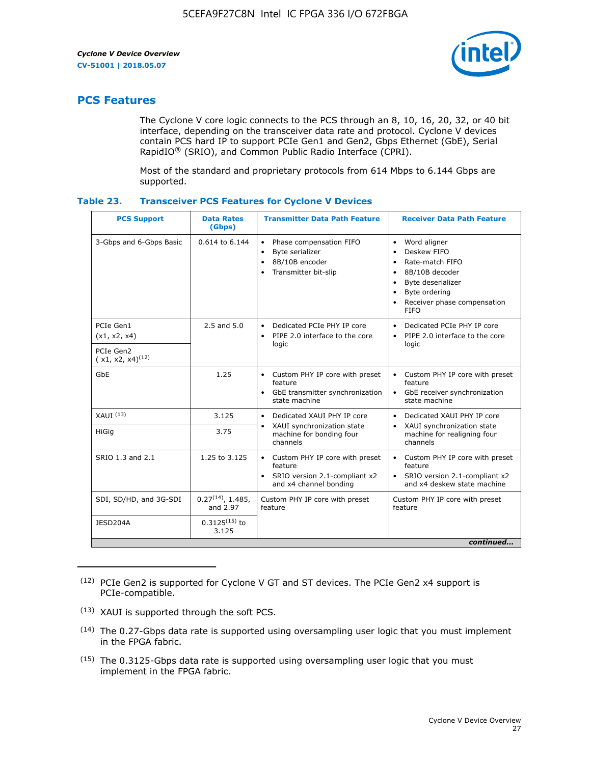## PCS Features

The Cyclone V core logic connects to the PCS through an 8, 10, 16, 20, 32, or 40 bit interface, depending on the transceiver data rate and protocol. Cyclone V devices contain PCS hard IP to support PCIe Gen1 and Gen2, Gbps Ethernet (GbE), Serial RapidIO® (SRIO), and Common Public Radio Interface (CPRI).

Most of the standard and proprietary protocols from 614 Mbps to 6.144 Gbps are supported.

**Table 23. Transceiver PCS Features for Cyclone V Devices**

| PCS Support | Data Rates (Gbps) | Transmitter Data Path Feature | Receiver Data Path Feature |
|---|---|---|---|
| 3-Gbps and 6-Gbps Basic | 0.614 to 6.144 | • Phase compensation FIFO<br>• Byte serializer<br>• 8B/10B encoder<br>• Transmitter bit-slip | • Word aligner<br>• Deskew FIFO<br>• Rate-match FIFO<br>• 8B/10B decoder<br>• Byte deserializer<br>• Byte ordering<br>• Receiver phase compensation FIFO |
| PCIe Gen1 (x1, x2, x4) | 2.5 and 5.0 | • Dedicated PCIe PHY IP core<br>• PIPE 2.0 interface to the core logic | • Dedicated PCIe PHY IP core<br>• PIPE 2.0 interface to the core logic |
| PCIe Gen2 ( x1, x2, x4)[(12)] | | | |
| GbE | 1.25 | • Custom PHY IP core with preset feature<br>• GbE transmitter synchronization state machine | • Custom PHY IP core with preset feature<br>• GbE receiver synchronization state machine |
| XAUI [(13)] | 3.125 | • Dedicated XAUI PHY IP core<br>• XAUI synchronization state machine for bonding four channels | • Dedicated XAUI PHY IP core<br>• XAUI synchronization state machine for realigning four channels |
| HiGig | 3.75 | | |
| SRIO 1.3 and 2.1 | 1.25 to 3.125 | • Custom PHY IP core with preset feature<br>• SRIO version 2.1-compliant x2 and x4 channel bonding | • Custom PHY IP core with preset feature<br>• SRIO version 2.1-compliant x2 and x4 deskew state machine |
| SDI, SD/HD, and 3G-SDI | 0.27[(14)], 1.485, and 2.97 | Custom PHY IP core with preset feature | Custom PHY IP core with preset feature |
| JESD204A | 0.3125[(15)] to 3.125 | | |

*continued...*

(12) PCIe Gen2 is supported for Cyclone V GT and ST devices. The PCIe Gen2 x4 support is PCIe-compatible.

(13) XAUI is supported through the soft PCS.

(14) The 0.27-Gbps data rate is supported using oversampling user logic that you must implement in the FPGA fabric.

(15) The 0.3125-Gbps data rate is supported using oversampling user logic that you must implement in the FPGA fabric.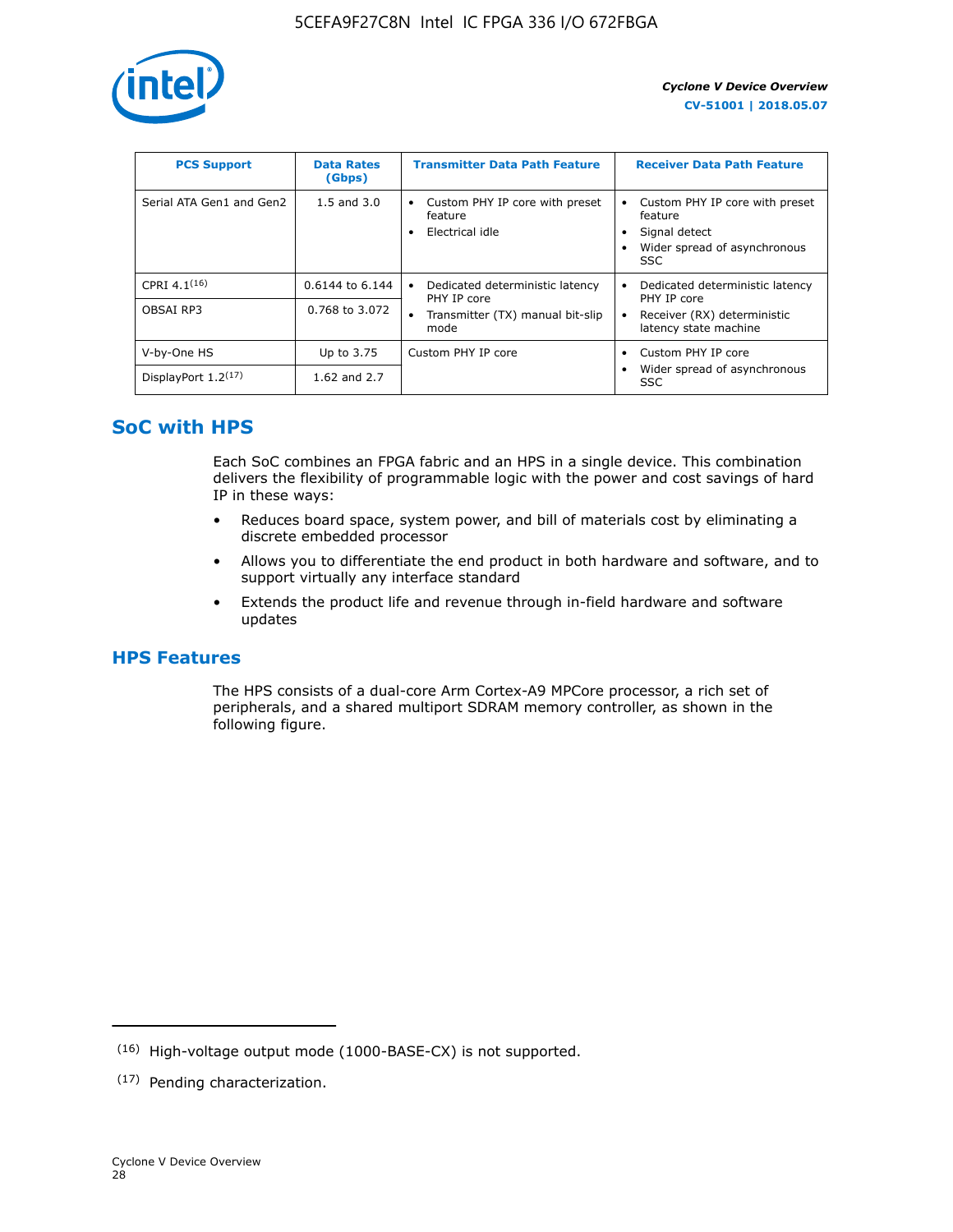| PCS Support | Data Rates (Gbps) | Transmitter Data Path Feature | Receiver Data Path Feature |
|---|---|---|---|
| Serial ATA Gen1 and Gen2 | 1.5 and 3.0 | • Custom PHY IP core with preset feature<br>• Electrical idle | • Custom PHY IP core with preset feature<br>• Signal detect<br>• Wider spread of asynchronous SSC |
| CPRI 4.1[16] | 0.6144 to 6.144 | • Dedicated deterministic latency PHY IP core<br>• Transmitter (TX) manual bit-slip mode | • Dedicated deterministic latency PHY IP core<br>• Receiver (RX) deterministic latency state machine |
| OBSAI RP3 | 0.768 to 3.072 | | |
| V-by-One HS | Up to 3.75 | Custom PHY IP core | • Custom PHY IP core<br>• Wider spread of asynchronous SSC |
| DisplayPort 1.2[17] | 1.62 and 2.7 | | |

## SoC with HPS

Each SoC combines an FPGA fabric and an HPS in a single device. This combination delivers the flexibility of programmable logic with the power and cost savings of hard IP in these ways:

- Reduces board space, system power, and bill of materials cost by eliminating a discrete embedded processor
- Allows you to differentiate the end product in both hardware and software, and to support virtually any interface standard
- Extends the product life and revenue through in-field hardware and software updates

## HPS Features

The HPS consists of a dual-core Arm Cortex-A9 MPCore processor, a rich set of peripherals, and a shared multiport SDRAM memory controller, as shown in the following figure.

(16) High-voltage output mode (1000-BASE-CX) is not supported.

(17) Pending characterization.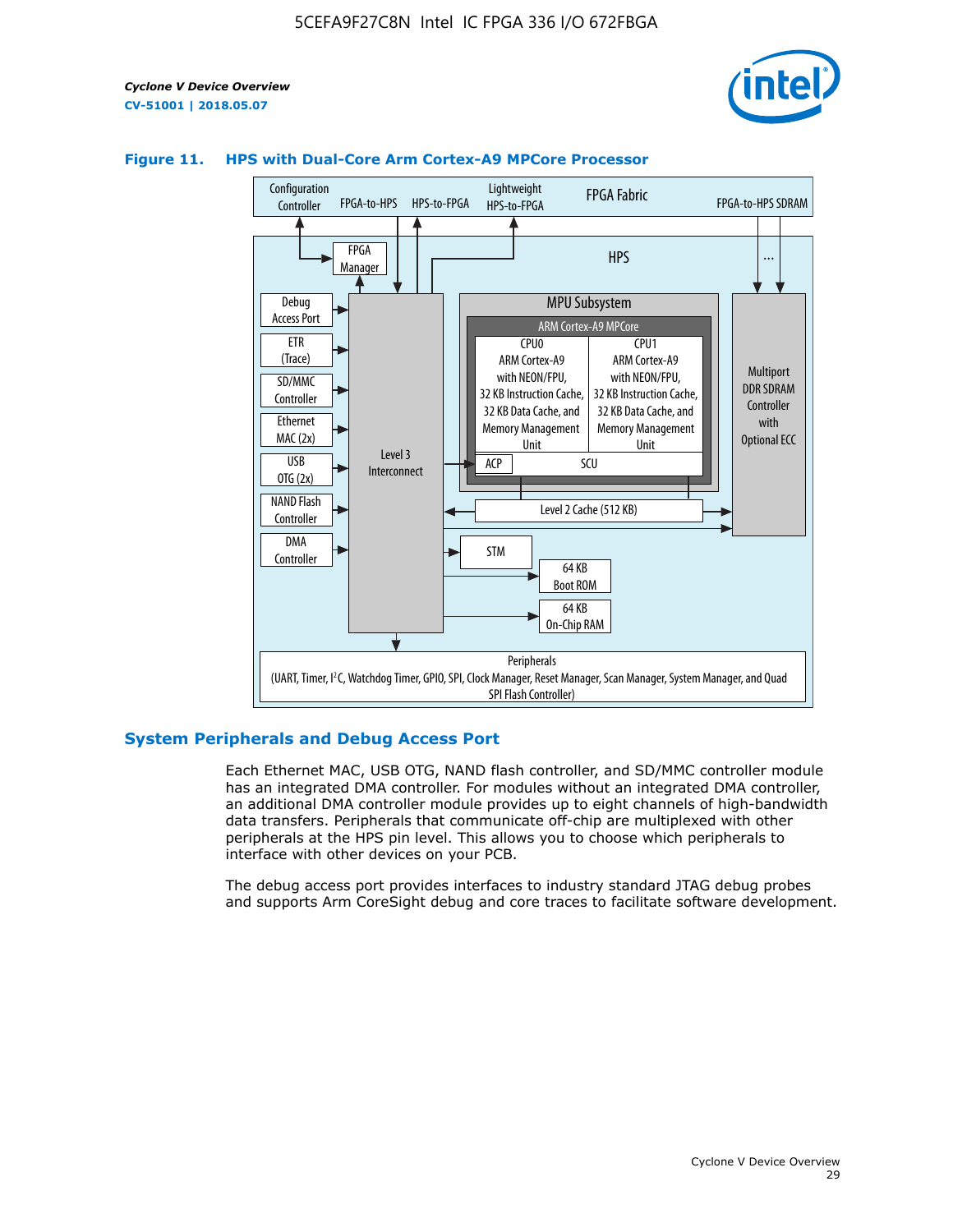**Figure 11. HPS with Dual-Core Arm Cortex-A9 MPCore Processor**

Configuration Controller | FPGA-to-HPS | HPS-to-FPGA | Lightweight HPS-to-FPGA | FPGA Fabric | FPGA-to-HPS SDRAM

HPS

FPGA Manager

Debug Access Port

ETR (Trace)

SD/MMC Controller

Ethernet MAC (2x)

USB OTG (2x)

NAND Flash Controller

DMA Controller

Level 3 Interconnect

MPU Subsystem

ARM Cortex-A9 MPCore

CPU0: ARM Cortex-A9 with NEON/FPU, 32 KB Instruction Cache, 32 KB Data Cache, and Memory Management Unit

CPU1: ARM Cortex-A9 with NEON/FPU, 32 KB Instruction Cache, 32 KB Data Cache, and Memory Management Unit

ACP | SCU

Level 2 Cache (512 KB)

Multiport DDR SDRAM Controller with Optional ECC

STM

64 KB Boot ROM

64 KB On-Chip RAM

Peripherals (UART, Timer, I2C, Watchdog Timer, GPIO, SPI, Clock Manager, Reset Manager, Scan Manager, System Manager, and Quad SPI Flash Controller)

## System Peripherals and Debug Access Port

Each Ethernet MAC, USB OTG, NAND flash controller, and SD/MMC controller module has an integrated DMA controller. For modules without an integrated DMA controller, an additional DMA controller module provides up to eight channels of high-bandwidth data transfers. Peripherals that communicate off-chip are multiplexed with other peripherals at the HPS pin level. This allows you to choose which peripherals to interface with other devices on your PCB.

The debug access port provides interfaces to industry standard JTAG debug probes and supports Arm CoreSight debug and core traces to facilitate software development.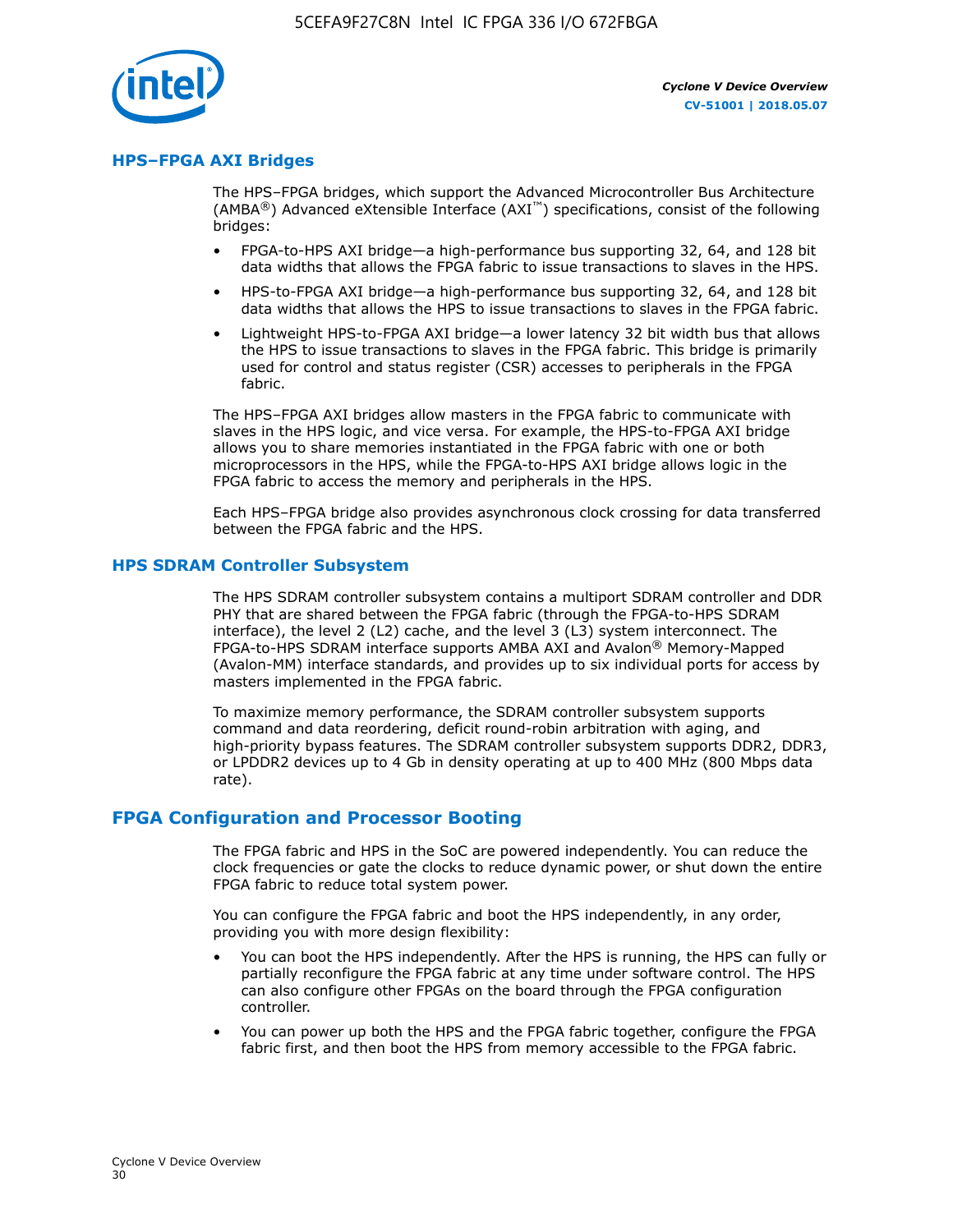### HPS–FPGA AXI Bridges

The HPS–FPGA bridges, which support the Advanced Microcontroller Bus Architecture (AMBA®) Advanced eXtensible Interface (AXI™) specifications, consist of the following bridges:

- FPGA-to-HPS AXI bridge—a high-performance bus supporting 32, 64, and 128 bit data widths that allows the FPGA fabric to issue transactions to slaves in the HPS.
- HPS-to-FPGA AXI bridge—a high-performance bus supporting 32, 64, and 128 bit data widths that allows the HPS to issue transactions to slaves in the FPGA fabric.
- Lightweight HPS-to-FPGA AXI bridge—a lower latency 32 bit width bus that allows the HPS to issue transactions to slaves in the FPGA fabric. This bridge is primarily used for control and status register (CSR) accesses to peripherals in the FPGA fabric.

The HPS–FPGA AXI bridges allow masters in the FPGA fabric to communicate with slaves in the HPS logic, and vice versa. For example, the HPS-to-FPGA AXI bridge allows you to share memories instantiated in the FPGA fabric with one or both microprocessors in the HPS, while the FPGA-to-HPS AXI bridge allows logic in the FPGA fabric to access the memory and peripherals in the HPS.

Each HPS–FPGA bridge also provides asynchronous clock crossing for data transferred between the FPGA fabric and the HPS.

### HPS SDRAM Controller Subsystem

The HPS SDRAM controller subsystem contains a multiport SDRAM controller and DDR PHY that are shared between the FPGA fabric (through the FPGA-to-HPS SDRAM interface), the level 2 (L2) cache, and the level 3 (L3) system interconnect. The FPGA-to-HPS SDRAM interface supports AMBA AXI and Avalon® Memory-Mapped (Avalon-MM) interface standards, and provides up to six individual ports for access by masters implemented in the FPGA fabric.

To maximize memory performance, the SDRAM controller subsystem supports command and data reordering, deficit round-robin arbitration with aging, and high-priority bypass features. The SDRAM controller subsystem supports DDR2, DDR3, or LPDDR2 devices up to 4 Gb in density operating at up to 400 MHz (800 Mbps data rate).

## FPGA Configuration and Processor Booting

The FPGA fabric and HPS in the SoC are powered independently. You can reduce the clock frequencies or gate the clocks to reduce dynamic power, or shut down the entire FPGA fabric to reduce total system power.

You can configure the FPGA fabric and boot the HPS independently, in any order, providing you with more design flexibility:

- You can boot the HPS independently. After the HPS is running, the HPS can fully or partially reconfigure the FPGA fabric at any time under software control. The HPS can also configure other FPGAs on the board through the FPGA configuration controller.
- You can power up both the HPS and the FPGA fabric together, configure the FPGA fabric first, and then boot the HPS from memory accessible to the FPGA fabric.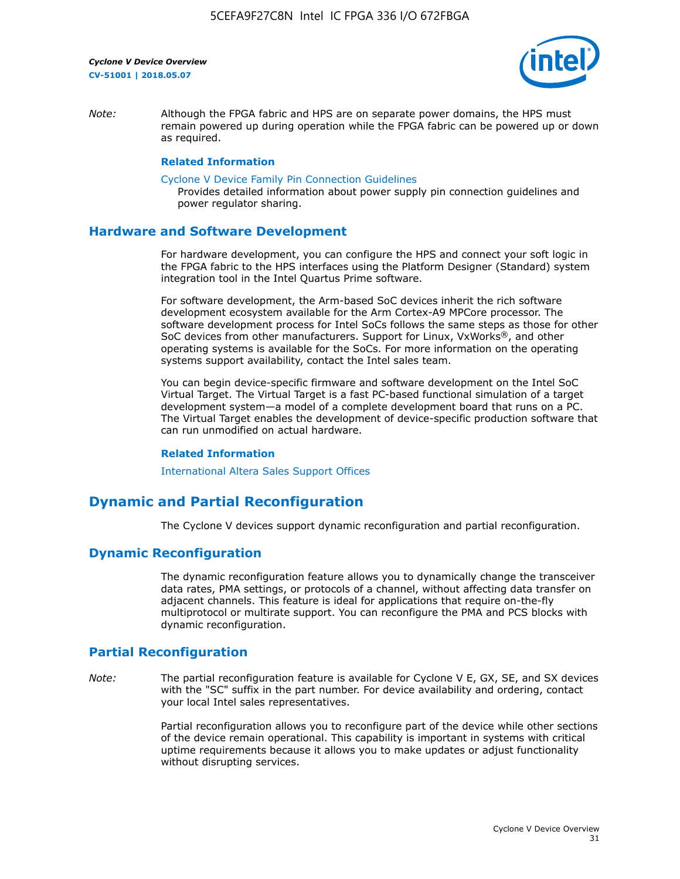*Note:* Although the FPGA fabric and HPS are on separate power domains, the HPS must remain powered up during operation while the FPGA fabric can be powered up or down as required.

**Related Information**

Cyclone V Device Family Pin Connection Guidelines
Provides detailed information about power supply pin connection guidelines and power regulator sharing.

## Hardware and Software Development

For hardware development, you can configure the HPS and connect your soft logic in the FPGA fabric to the HPS interfaces using the Platform Designer (Standard) system integration tool in the Intel Quartus Prime software.

For software development, the Arm-based SoC devices inherit the rich software development ecosystem available for the Arm Cortex-A9 MPCore processor. The software development process for Intel SoCs follows the same steps as those for other SoC devices from other manufacturers. Support for Linux, VxWorks®, and other operating systems is available for the SoCs. For more information on the operating systems support availability, contact the Intel sales team.

You can begin device-specific firmware and software development on the Intel SoC Virtual Target. The Virtual Target is a fast PC-based functional simulation of a target development system—a model of a complete development board that runs on a PC. The Virtual Target enables the development of device-specific production software that can run unmodified on actual hardware.

**Related Information**

International Altera Sales Support Offices

# Dynamic and Partial Reconfiguration

The Cyclone V devices support dynamic reconfiguration and partial reconfiguration.

## Dynamic Reconfiguration

The dynamic reconfiguration feature allows you to dynamically change the transceiver data rates, PMA settings, or protocols of a channel, without affecting data transfer on adjacent channels. This feature is ideal for applications that require on-the-fly multiprotocol or multirate support. You can reconfigure the PMA and PCS blocks with dynamic reconfiguration.

## Partial Reconfiguration

*Note:* The partial reconfiguration feature is available for Cyclone V E, GX, SE, and SX devices with the "SC" suffix in the part number. For device availability and ordering, contact your local Intel sales representatives.

Partial reconfiguration allows you to reconfigure part of the device while other sections of the device remain operational. This capability is important in systems with critical uptime requirements because it allows you to make updates or adjust functionality without disrupting services.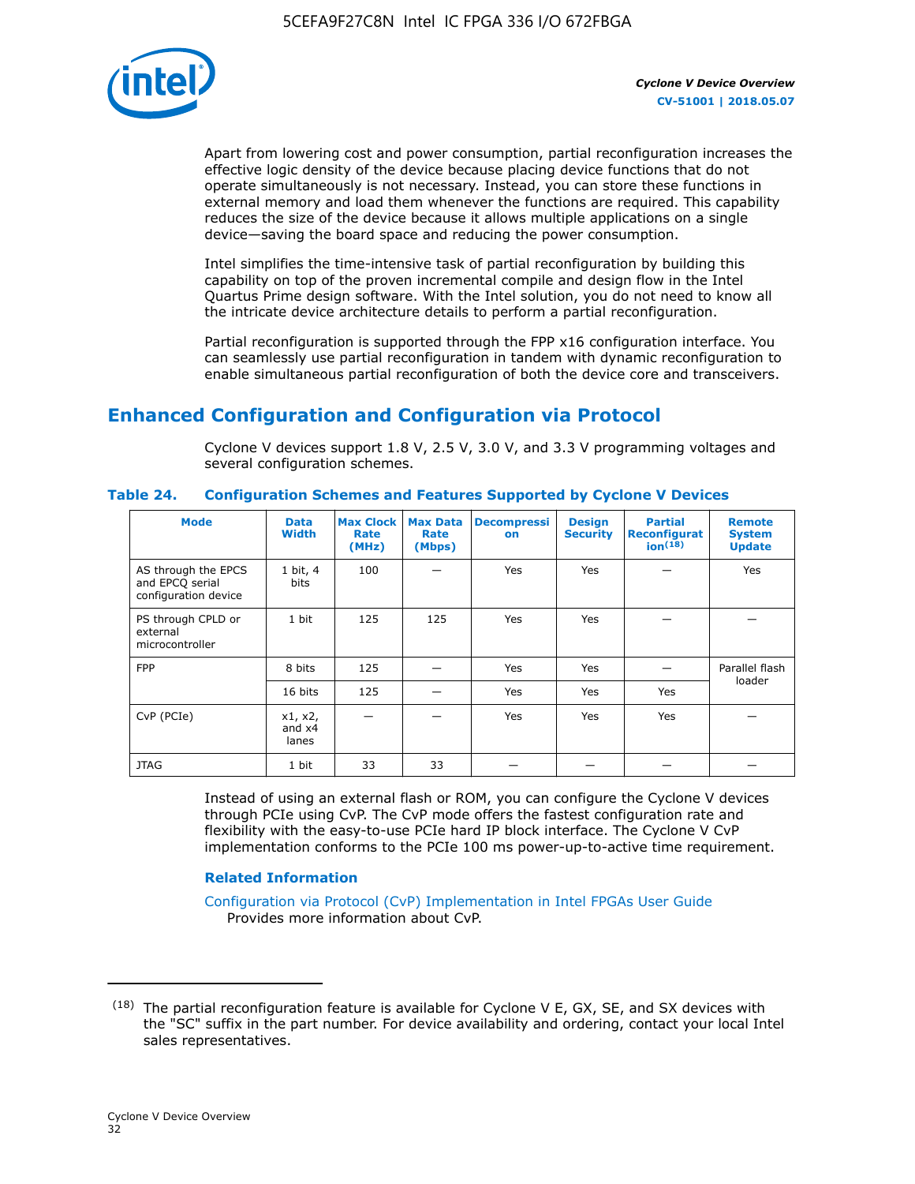Apart from lowering cost and power consumption, partial reconfiguration increases the effective logic density of the device because placing device functions that do not operate simultaneously is not necessary. Instead, you can store these functions in external memory and load them whenever the functions are required. This capability reduces the size of the device because it allows multiple applications on a single device—saving the board space and reducing the power consumption.

Intel simplifies the time-intensive task of partial reconfiguration by building this capability on top of the proven incremental compile and design flow in the Intel Quartus Prime design software. With the Intel solution, you do not need to know all the intricate device architecture details to perform a partial reconfiguration.

Partial reconfiguration is supported through the FPP x16 configuration interface. You can seamlessly use partial reconfiguration in tandem with dynamic reconfiguration to enable simultaneous partial reconfiguration of both the device core and transceivers.

## Enhanced Configuration and Configuration via Protocol

Cyclone V devices support 1.8 V, 2.5 V, 3.0 V, and 3.3 V programming voltages and several configuration schemes.

**Table 24. Configuration Schemes and Features Supported by Cyclone V Devices**

| Mode | Data Width | Max Clock Rate (MHz) | Max Data Rate (Mbps) | Decompression | Design Security | Partial Reconfiguration[18] | Remote System Update |
|---|---|---|---|---|---|---|---|
| AS through the EPCS and EPCQ serial configuration device | 1 bit, 4 bits | 100 | — | Yes | Yes | — | Yes |
| PS through CPLD or external microcontroller | 1 bit | 125 | 125 | Yes | Yes | — | — |
| FPP | 8 bits | 125 | — | Yes | Yes | — | Parallel flash loader |
| | 16 bits | 125 | — | Yes | Yes | Yes | |
| CvP (PCIe) | x1, x2, and x4 lanes | — | — | Yes | Yes | Yes | — |
| JTAG | 1 bit | 33 | 33 | — | — | — | — |

Instead of using an external flash or ROM, you can configure the Cyclone V devices through PCIe using CvP. The CvP mode offers the fastest configuration rate and flexibility with the easy-to-use PCIe hard IP block interface. The Cyclone V CvP implementation conforms to the PCIe 100 ms power-up-to-active time requirement.

### Related Information

Configuration via Protocol (CvP) Implementation in Intel FPGAs User Guide
Provides more information about CvP.

---

[18] The partial reconfiguration feature is available for Cyclone V E, GX, SE, and SX devices with the "SC" suffix in the part number. For device availability and ordering, contact your local Intel sales representatives.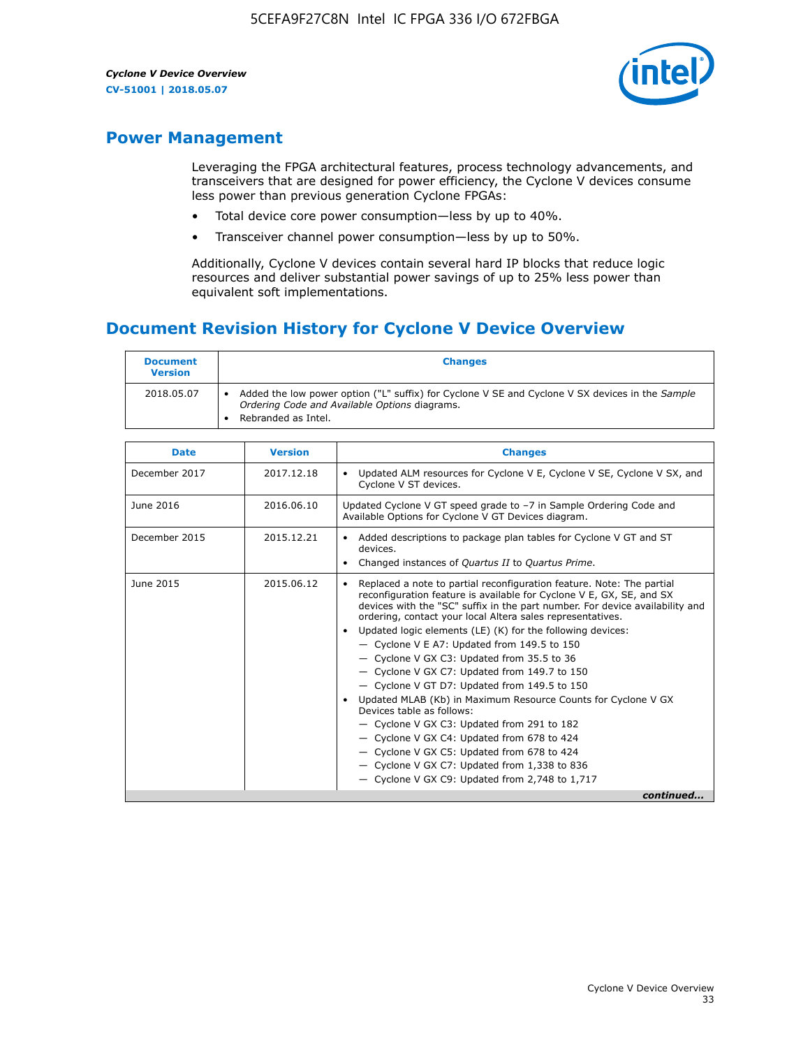## Power Management

Leveraging the FPGA architectural features, process technology advancements, and transceivers that are designed for power efficiency, the Cyclone V devices consume less power than previous generation Cyclone FPGAs:

- Total device core power consumption—less by up to 40%.
- Transceiver channel power consumption—less by up to 50%.

Additionally, Cyclone V devices contain several hard IP blocks that reduce logic resources and deliver substantial power savings of up to 25% less power than equivalent soft implementations.

## Document Revision History for Cyclone V Device Overview

| Document Version | Changes |
| --- | --- |
| 2018.05.07 | • Added the low power option ("L" suffix) for Cyclone V SE and Cyclone V SX devices in the *Sample Ordering Code and Available Options* diagrams.<br>• Rebranded as Intel. |

| Date | Version | Changes |
| --- | --- | --- |
| December 2017 | 2017.12.18 | • Updated ALM resources for Cyclone V E, Cyclone V SE, Cyclone V SX, and Cyclone V ST devices. |
| June 2016 | 2016.06.10 | Updated Cyclone V GT speed grade to –7 in Sample Ordering Code and Available Options for Cyclone V GT Devices diagram. |
| December 2015 | 2015.12.21 | • Added descriptions to package plan tables for Cyclone V GT and ST devices.<br>• Changed instances of *Quartus II* to *Quartus Prime*. |
| June 2015 | 2015.06.12 | • Replaced a note to partial reconfiguration feature. Note: The partial reconfiguration feature is available for Cyclone V E, GX, SE, and SX devices with the "SC" suffix in the part number. For device availability and ordering, contact your local Altera sales representatives.<br>• Updated logic elements (LE) (K) for the following devices:<br>— Cyclone V E A7: Updated from 149.5 to 150<br>— Cyclone V GX C3: Updated from 35.5 to 36<br>— Cyclone V GX C7: Updated from 149.7 to 150<br>— Cyclone V GT D7: Updated from 149.5 to 150<br>• Updated MLAB (Kb) in Maximum Resource Counts for Cyclone V GX Devices table as follows:<br>— Cyclone V GX C3: Updated from 291 to 182<br>— Cyclone V GX C4: Updated from 678 to 424<br>— Cyclone V GX C5: Updated from 678 to 424<br>— Cyclone V GX C7: Updated from 1,338 to 836<br>— Cyclone V GX C9: Updated from 2,748 to 1,717 |

*continued...*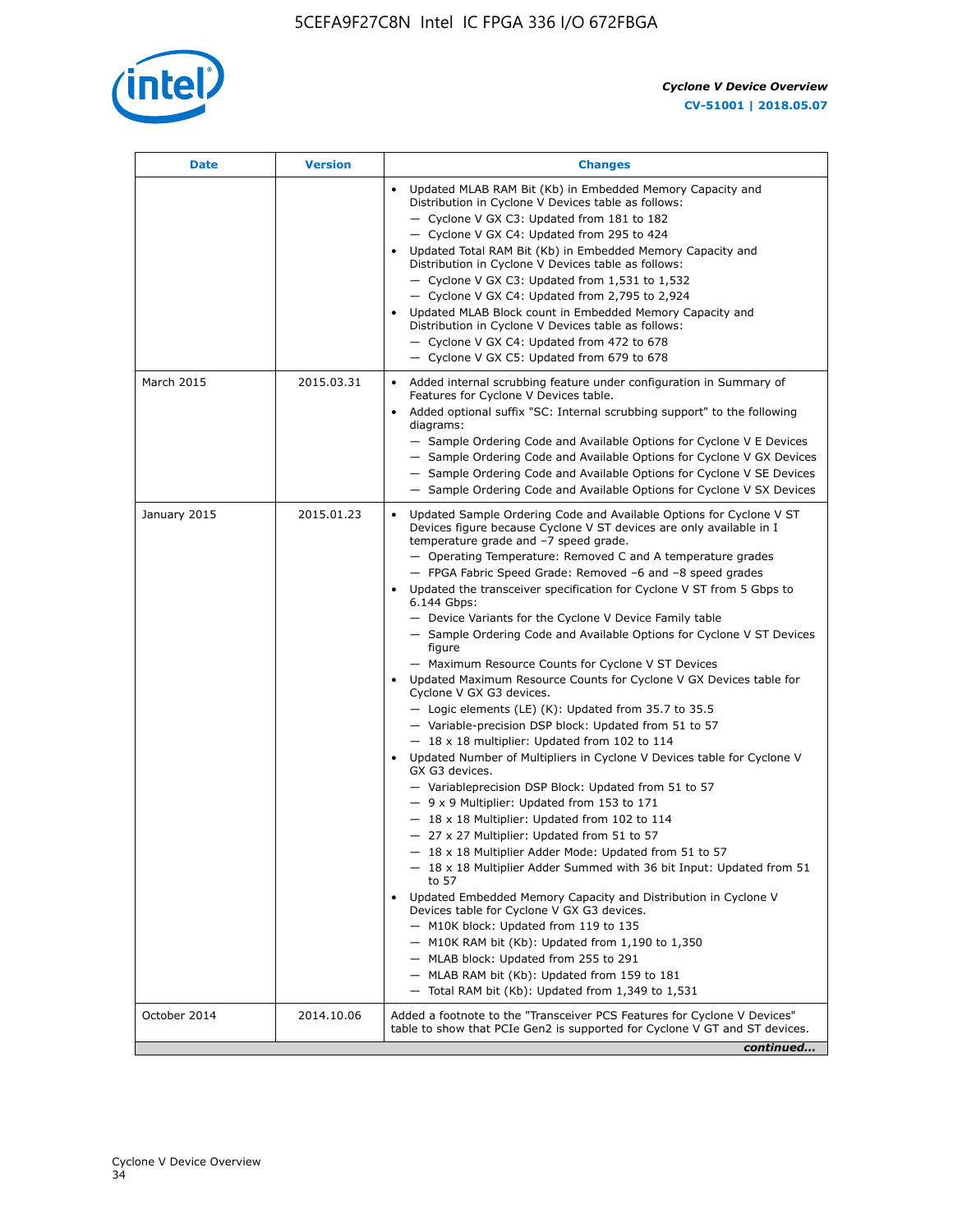| Date | Version | Changes |
|---|---|---|
| | | • Updated MLAB RAM Bit (Kb) in Embedded Memory Capacity and Distribution in Cyclone V Devices table as follows:<br>— Cyclone V GX C3: Updated from 181 to 182<br>— Cyclone V GX C4: Updated from 295 to 424<br>• Updated Total RAM Bit (Kb) in Embedded Memory Capacity and Distribution in Cyclone V Devices table as follows:<br>— Cyclone V GX C3: Updated from 1,531 to 1,532<br>— Cyclone V GX C4: Updated from 2,795 to 2,924<br>• Updated MLAB Block count in Embedded Memory Capacity and Distribution in Cyclone V Devices table as follows:<br>— Cyclone V GX C4: Updated from 472 to 678<br>— Cyclone V GX C5: Updated from 679 to 678 |
| March 2015 | 2015.03.31 | • Added internal scrubbing feature under configuration in Summary of Features for Cyclone V Devices table.<br>• Added optional suffix "SC: Internal scrubbing support" to the following diagrams:<br>— Sample Ordering Code and Available Options for Cyclone V E Devices<br>— Sample Ordering Code and Available Options for Cyclone V GX Devices<br>— Sample Ordering Code and Available Options for Cyclone V SE Devices<br>— Sample Ordering Code and Available Options for Cyclone V SX Devices |
| January 2015 | 2015.01.23 | • Updated Sample Ordering Code and Available Options for Cyclone V ST Devices figure because Cyclone V ST devices are only available in I temperature grade and −7 speed grade.<br>— Operating Temperature: Removed C and A temperature grades<br>— FPGA Fabric Speed Grade: Removed −6 and −8 speed grades<br>• Updated the transceiver specification for Cyclone V ST from 5 Gbps to 6.144 Gbps:<br>— Device Variants for the Cyclone V Device Family table<br>— Sample Ordering Code and Available Options for Cyclone V ST Devices figure<br>— Maximum Resource Counts for Cyclone V ST Devices<br>• Updated Maximum Resource Counts for Cyclone V GX Devices table for Cyclone V GX G3 devices.<br>— Logic elements (LE) (K): Updated from 35.7 to 35.5<br>— Variable-precision DSP block: Updated from 51 to 57<br>— 18 x 18 multiplier: Updated from 102 to 114<br>• Updated Number of Multipliers in Cyclone V Devices table for Cyclone V GX G3 devices.<br>— Variableprecision DSP Block: Updated from 51 to 57<br>— 9 x 9 Multiplier: Updated from 153 to 171<br>— 18 x 18 Multiplier: Updated from 102 to 114<br>— 27 x 27 Multiplier: Updated from 51 to 57<br>— 18 x 18 Multiplier Adder Mode: Updated from 51 to 57<br>— 18 x 18 Multiplier Adder Summed with 36 bit Input: Updated from 51 to 57<br>• Updated Embedded Memory Capacity and Distribution in Cyclone V Devices table for Cyclone V GX G3 devices.<br>— M10K block: Updated from 119 to 135<br>— M10K RAM bit (Kb): Updated from 1,190 to 1,350<br>— MLAB block: Updated from 255 to 291<br>— MLAB RAM bit (Kb): Updated from 159 to 181<br>— Total RAM bit (Kb): Updated from 1,349 to 1,531 |
| October 2014 | 2014.10.06 | Added a footnote to the "Transceiver PCS Features for Cyclone V Devices" table to show that PCIe Gen2 is supported for Cyclone V GT and ST devices. |

*continued...*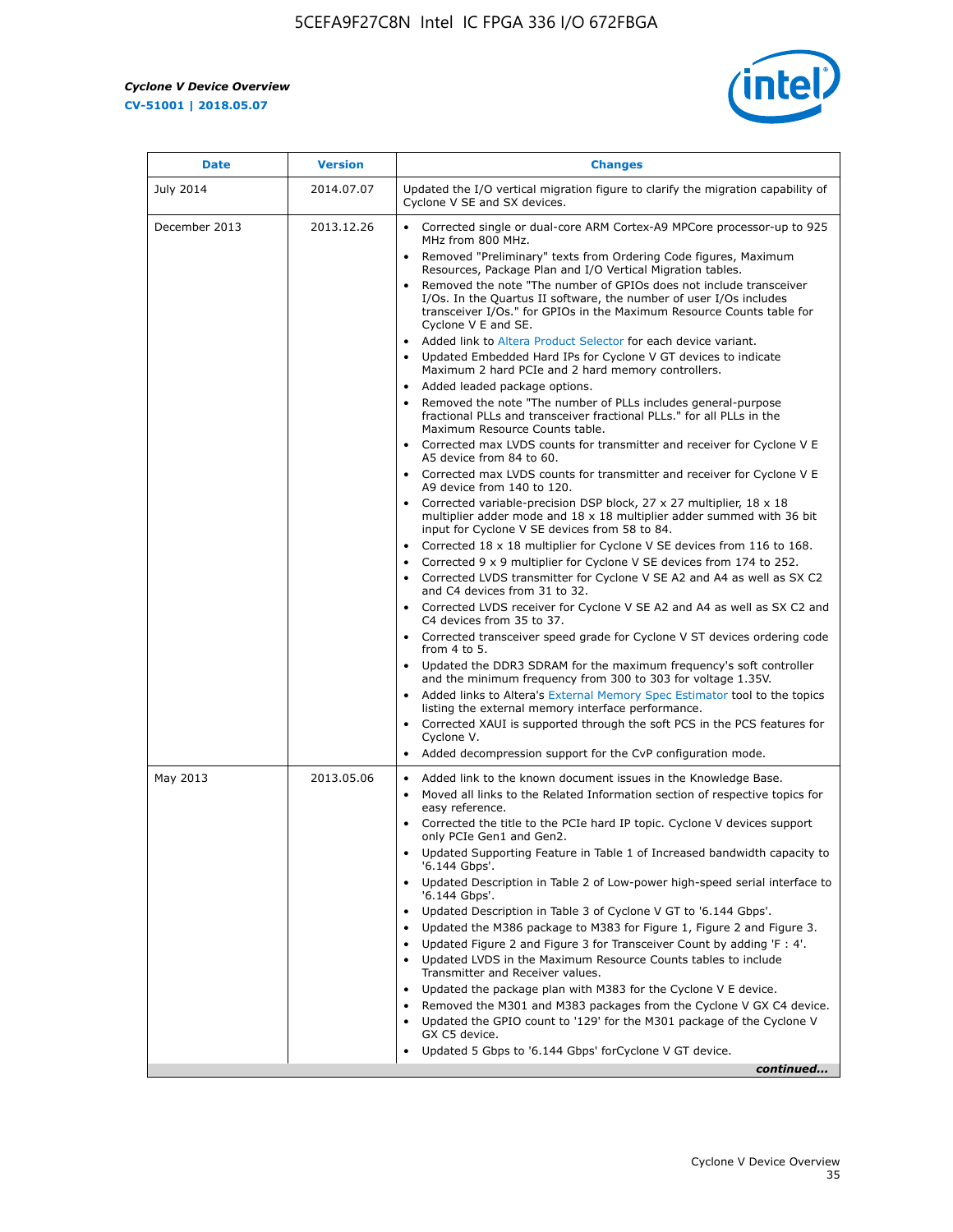| Date | Version | Changes |
| --- | --- | --- |
| July 2014 | 2014.07.07 | Updated the I/O vertical migration figure to clarify the migration capability of Cyclone V SE and SX devices. |
| December 2013 | 2013.12.26 | • Corrected single or dual-core ARM Cortex-A9 MPCore processor-up to 925 MHz from 800 MHz.<br>• Removed "Preliminary" texts from Ordering Code figures, Maximum Resources, Package Plan and I/O Vertical Migration tables.<br>• Removed the note "The number of GPIOs does not include transceiver I/Os. In the Quartus II software, the number of user I/Os includes transceiver I/Os." for GPIOs in the Maximum Resource Counts table for Cyclone V E and SE.<br>• Added link to Altera Product Selector for each device variant.<br>• Updated Embedded Hard IPs for Cyclone V GT devices to indicate Maximum 2 hard PCIe and 2 hard memory controllers.<br>• Added leaded package options.<br>• Removed the note "The number of PLLs includes general-purpose fractional PLLs and transceiver fractional PLLs." for all PLLs in the Maximum Resource Counts table.<br>• Corrected max LVDS counts for transmitter and receiver for Cyclone V E A5 device from 84 to 60.<br>• Corrected max LVDS counts for transmitter and receiver for Cyclone V E A9 device from 140 to 120.<br>• Corrected variable-precision DSP block, 27 x 27 multiplier, 18 x 18 multiplier adder mode and 18 x 18 multiplier adder summed with 36 bit input for Cyclone V SE devices from 58 to 84.<br>• Corrected 18 x 18 multiplier for Cyclone V SE devices from 116 to 168.<br>• Corrected 9 x 9 multiplier for Cyclone V SE devices from 174 to 252.<br>• Corrected LVDS transmitter for Cyclone V SE A2 and A4 as well as SX C2 and C4 devices from 31 to 32.<br>• Corrected LVDS receiver for Cyclone V SE A2 and A4 as well as SX C2 and C4 devices from 35 to 37.<br>• Corrected transceiver speed grade for Cyclone V ST devices ordering code from 4 to 5.<br>• Updated the DDR3 SDRAM for the maximum frequency's soft controller and the minimum frequency from 300 to 303 for voltage 1.35V.<br>• Added links to Altera's External Memory Spec Estimator tool to the topics listing the external memory interface performance.<br>• Corrected XAUI is supported through the soft PCS in the PCS features for Cyclone V.<br>• Added decompression support for the CvP configuration mode. |
| May 2013 | 2013.05.06 | • Added link to the known document issues in the Knowledge Base.<br>• Moved all links to the Related Information section of respective topics for easy reference.<br>• Corrected the title to the PCIe hard IP topic. Cyclone V devices support only PCIe Gen1 and Gen2.<br>• Updated Supporting Feature in Table 1 of Increased bandwidth capacity to '6.144 Gbps'.<br>• Updated Description in Table 2 of Low-power high-speed serial interface to '6.144 Gbps'.<br>• Updated Description in Table 3 of Cyclone V GT to '6.144 Gbps'.<br>• Updated the M386 package to M383 for Figure 1, Figure 2 and Figure 3.<br>• Updated Figure 2 and Figure 3 for Transceiver Count by adding 'F : 4'.<br>• Updated LVDS in the Maximum Resource Counts tables to include Transmitter and Receiver values.<br>• Updated the package plan with M383 for the Cyclone V E device.<br>• Removed the M301 and M383 packages from the Cyclone V GX C4 device.<br>• Updated the GPIO count to '129' for the M301 package of the Cyclone V GX C5 device.<br>• Updated 5 Gbps to '6.144 Gbps' forCyclone V GT device. |

*continued...*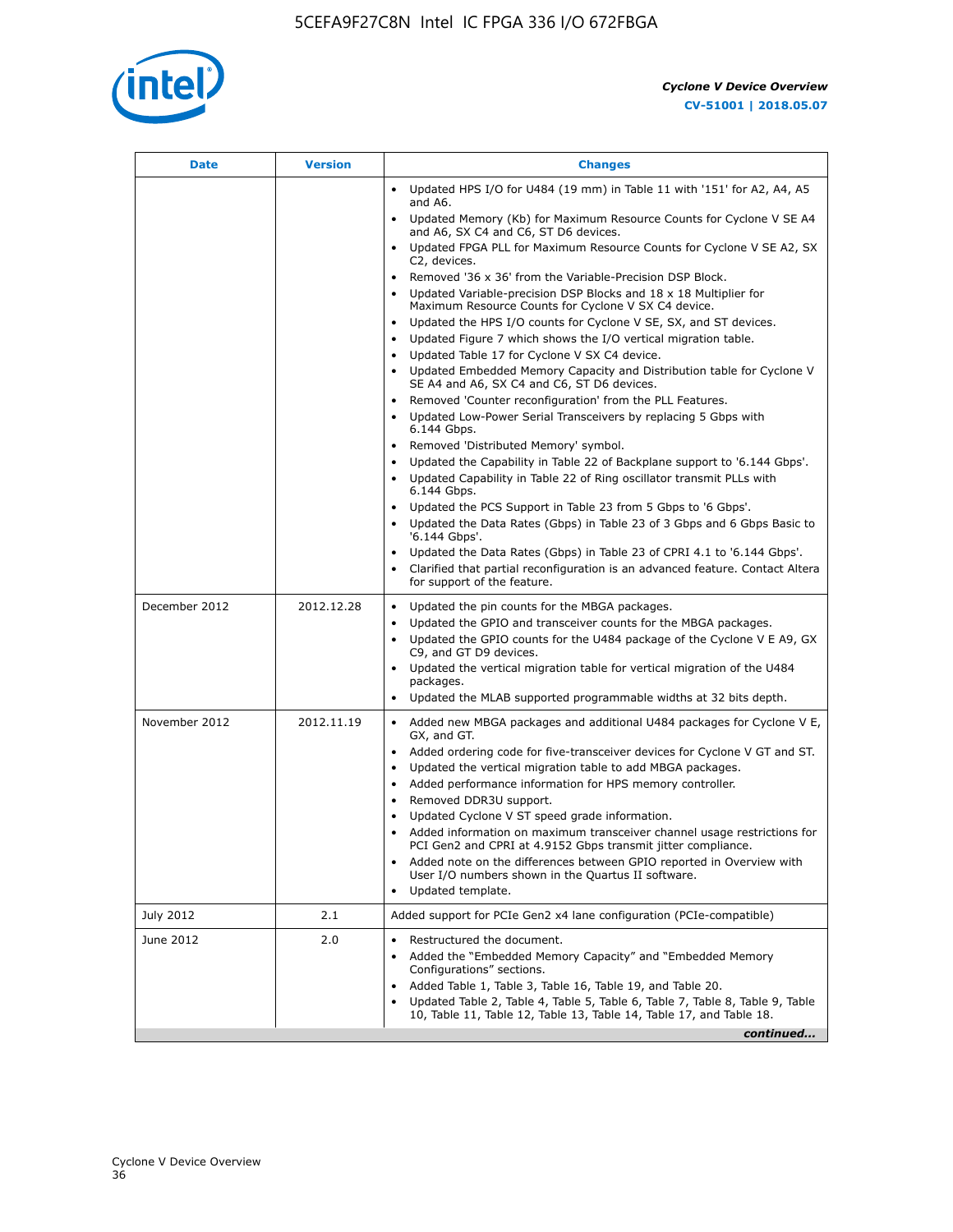| Date | Version | Changes |
| --- | --- | --- |
| | | • Updated HPS I/O for U484 (19 mm) in Table 11 with '151' for A2, A4, A5 and A6.<br>• Updated Memory (Kb) for Maximum Resource Counts for Cyclone V SE A4 and A6, SX C4 and C6, ST D6 devices.<br>• Updated FPGA PLL for Maximum Resource Counts for Cyclone V SE A2, SX C2, devices.<br>• Removed '36 x 36' from the Variable-Precision DSP Block.<br>• Updated Variable-precision DSP Blocks and 18 x 18 Multiplier for Maximum Resource Counts for Cyclone V SX C4 device.<br>• Updated the HPS I/O counts for Cyclone V SE, SX, and ST devices.<br>• Updated Figure 7 which shows the I/O vertical migration table.<br>• Updated Table 17 for Cyclone V SX C4 device.<br>• Updated Embedded Memory Capacity and Distribution table for Cyclone V SE A4 and A6, SX C4 and C6, ST D6 devices.<br>• Removed 'Counter reconfiguration' from the PLL Features.<br>• Updated Low-Power Serial Transceivers by replacing 5 Gbps with 6.144 Gbps.<br>• Removed 'Distributed Memory' symbol.<br>• Updated the Capability in Table 22 of Backplane support to '6.144 Gbps'.<br>• Updated Capability in Table 22 of Ring oscillator transmit PLLs with 6.144 Gbps.<br>• Updated the PCS Support in Table 23 from 5 Gbps to '6 Gbps'.<br>• Updated the Data Rates (Gbps) in Table 23 of 3 Gbps and 6 Gbps Basic to '6.144 Gbps'.<br>• Updated the Data Rates (Gbps) in Table 23 of CPRI 4.1 to '6.144 Gbps'.<br>• Clarified that partial reconfiguration is an advanced feature. Contact Altera for support of the feature. |
| December 2012 | 2012.12.28 | • Updated the pin counts for the MBGA packages.<br>• Updated the GPIO and transceiver counts for the MBGA packages.<br>• Updated the GPIO counts for the U484 package of the Cyclone V E A9, GX C9, and GT D9 devices.<br>• Updated the vertical migration table for vertical migration of the U484 packages.<br>• Updated the MLAB supported programmable widths at 32 bits depth. |
| November 2012 | 2012.11.19 | • Added new MBGA packages and additional U484 packages for Cyclone V E, GX, and GT.<br>• Added ordering code for five-transceiver devices for Cyclone V GT and ST.<br>• Updated the vertical migration table to add MBGA packages.<br>• Added performance information for HPS memory controller.<br>• Removed DDR3U support.<br>• Updated Cyclone V ST speed grade information.<br>• Added information on maximum transceiver channel usage restrictions for PCI Gen2 and CPRI at 4.9152 Gbps transmit jitter compliance.<br>• Added note on the differences between GPIO reported in Overview with User I/O numbers shown in the Quartus II software.<br>• Updated template. |
| July 2012 | 2.1 | Added support for PCIe Gen2 x4 lane configuration (PCIe-compatible) |
| June 2012 | 2.0 | • Restructured the document.<br>• Added the "Embedded Memory Capacity" and "Embedded Memory Configurations" sections.<br>• Added Table 1, Table 3, Table 16, Table 19, and Table 20.<br>• Updated Table 2, Table 4, Table 5, Table 6, Table 7, Table 8, Table 9, Table 10, Table 11, Table 12, Table 13, Table 14, Table 17, and Table 18. |

*continued...*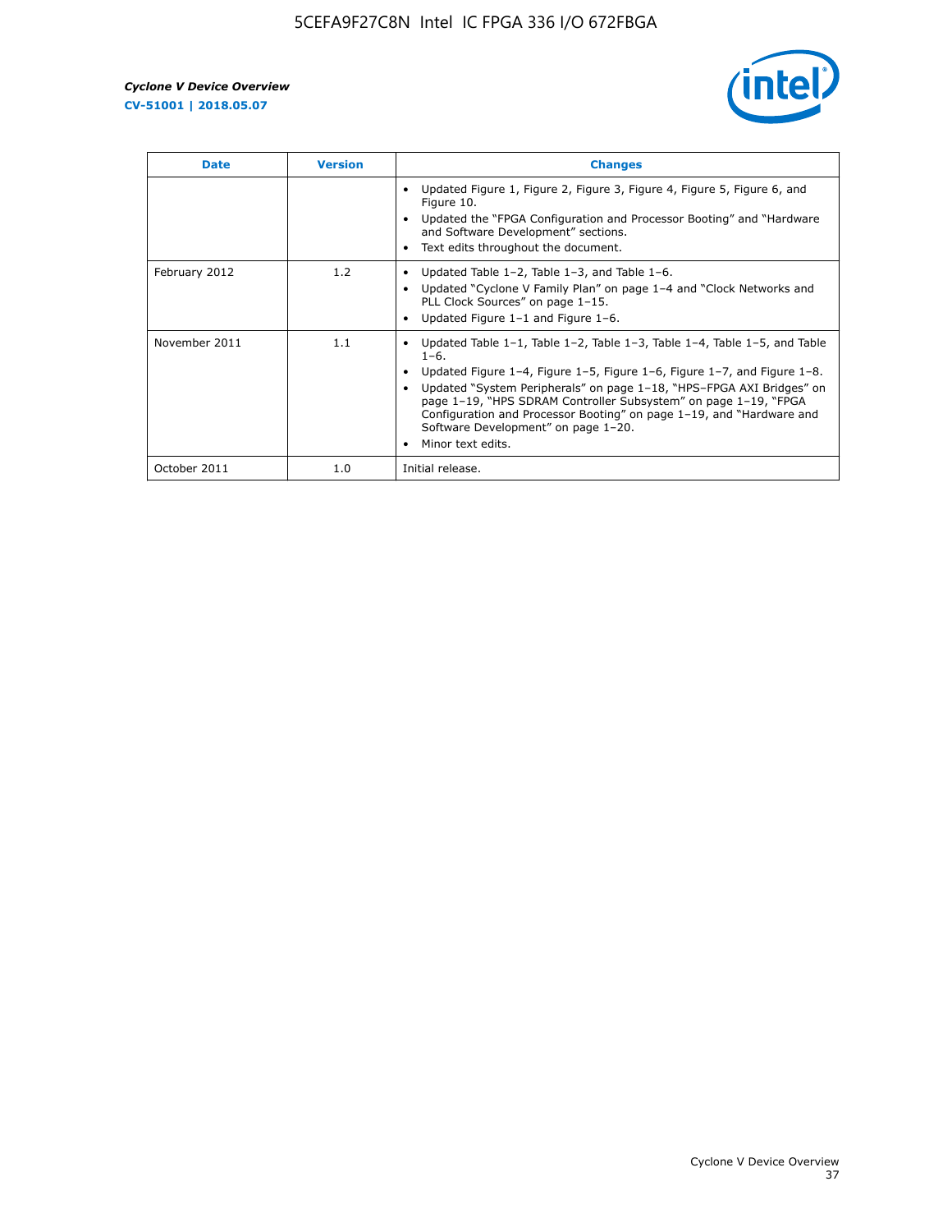| Date | Version | Changes |
| --- | --- | --- |
| | | • Updated Figure 1, Figure 2, Figure 3, Figure 4, Figure 5, Figure 6, and Figure 10.<br>• Updated the "FPGA Configuration and Processor Booting" and "Hardware and Software Development" sections.<br>• Text edits throughout the document. |
| February 2012 | 1.2 | • Updated Table 1–2, Table 1–3, and Table 1–6.<br>• Updated "Cyclone V Family Plan" on page 1–4 and "Clock Networks and PLL Clock Sources" on page 1–15.<br>• Updated Figure 1–1 and Figure 1–6. |
| November 2011 | 1.1 | • Updated Table 1–1, Table 1–2, Table 1–3, Table 1–4, Table 1–5, and Table 1–6.<br>• Updated Figure 1–4, Figure 1–5, Figure 1–6, Figure 1–7, and Figure 1–8.<br>• Updated "System Peripherals" on page 1–18, "HPS–FPGA AXI Bridges" on page 1–19, "HPS SDRAM Controller Subsystem" on page 1–19, "FPGA Configuration and Processor Booting" on page 1–19, and "Hardware and Software Development" on page 1–20.<br>• Minor text edits. |
| October 2011 | 1.0 | Initial release. |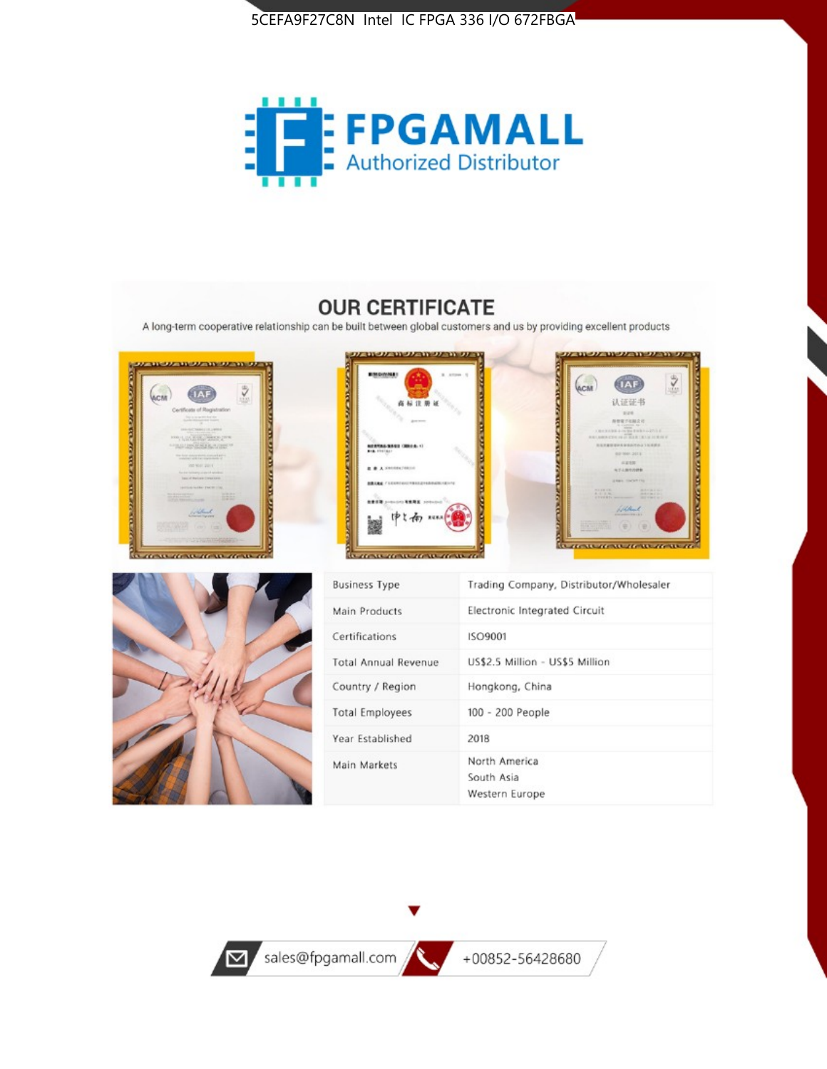FPGAMALL

Authorized Distributor

## OUR CERTIFICATE

A long-term cooperative relationship can be built between global customers and us by providing excellent products

| | |
|---|---|
| Business Type | Trading Company, Distributor/Wholesaler |
| Main Products | Electronic Integrated Circuit |
| Certifications | ISO9001 |
| Total Annual Revenue | US$2.5 Million - US$5 Million |
| Country / Region | Hongkong, China |
| Total Employees | 100 - 200 People |
| Year Established | 2018 |
| Main Markets | North America<br>South Asia<br>Western Europe |

sales@fpgamall.com

+00852-56428680